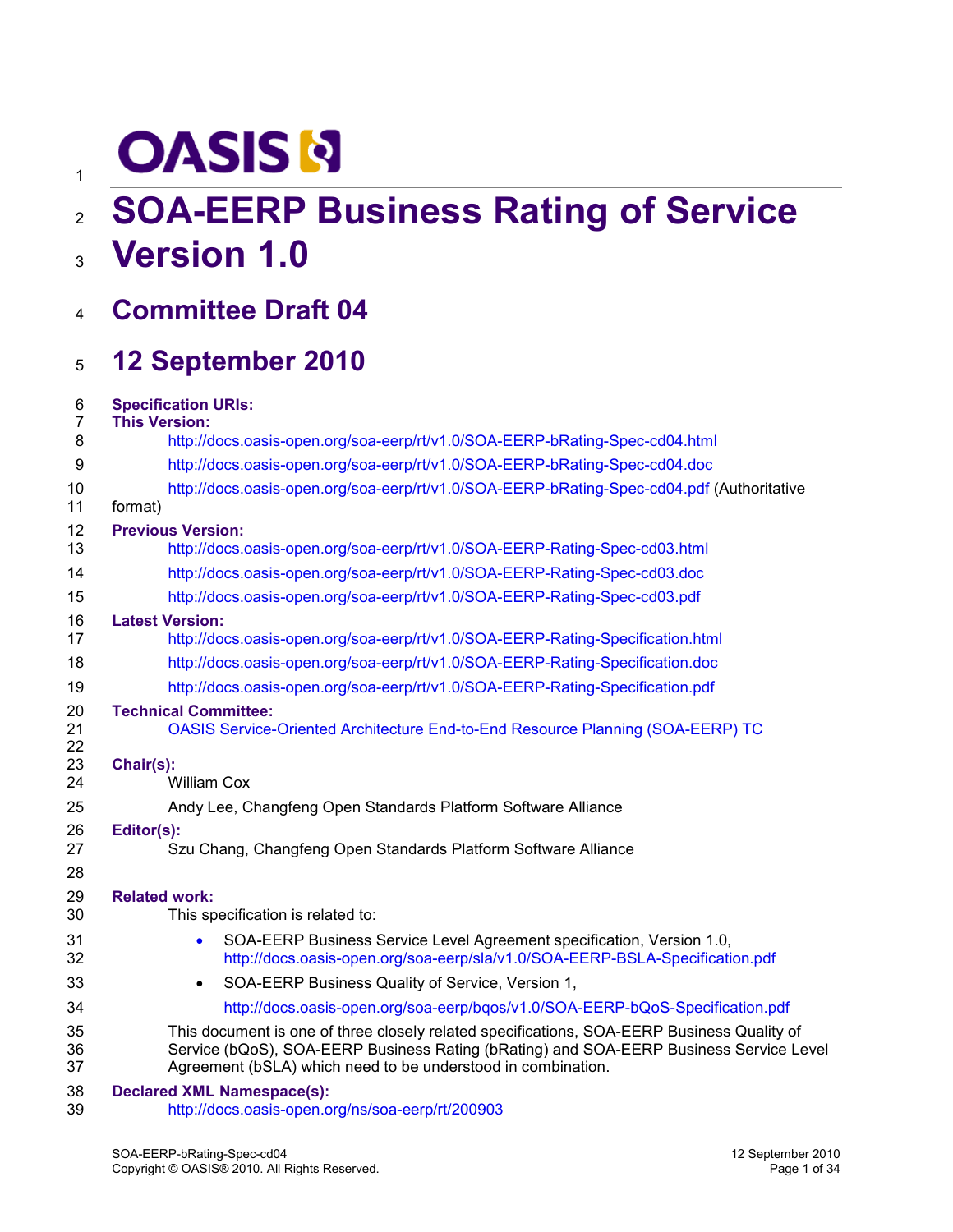OASIS

# SOA-EERP Business Rating of Service Version 1.0

## Committee Draft 04

## 12 September 2010

**Specification URIs:**

**This Version:**

http://docs.oasis-open.org/soa-eerp/rt/v1.0/SOA-EERP-bRating-Spec-cd04.html

http://docs.oasis-open.org/soa-eerp/rt/v1.0/SOA-EERP-bRating-Spec-cd04.doc

http://docs.oasis-open.org/soa-eerp/rt/v1.0/SOA-EERP-bRating-Spec-cd04.pdf (Authoritative format)

**Previous Version:**

http://docs.oasis-open.org/soa-eerp/rt/v1.0/SOA-EERP-Rating-Spec-cd03.html

http://docs.oasis-open.org/soa-eerp/rt/v1.0/SOA-EERP-Rating-Spec-cd03.doc

http://docs.oasis-open.org/soa-eerp/rt/v1.0/SOA-EERP-Rating-Spec-cd03.pdf

**Latest Version:**

http://docs.oasis-open.org/soa-eerp/rt/v1.0/SOA-EERP-Rating-Specification.html

http://docs.oasis-open.org/soa-eerp/rt/v1.0/SOA-EERP-Rating-Specification.doc

http://docs.oasis-open.org/soa-eerp/rt/v1.0/SOA-EERP-Rating-Specification.pdf

**Technical Committee:**

OASIS Service-Oriented Architecture End-to-End Resource Planning (SOA-EERP) TC

**Chair(s):**

William Cox

Andy Lee, Changfeng Open Standards Platform Software Alliance

**Editor(s):**

Szu Chang, Changfeng Open Standards Platform Software Alliance

**Related work:**

This specification is related to:

- SOA-EERP Business Service Level Agreement specification, Version 1.0, http://docs.oasis-open.org/soa-eerp/sla/v1.0/SOA-EERP-BSLA-Specification.pdf
- SOA-EERP Business Quality of Service, Version 1,
  http://docs.oasis-open.org/soa-eerp/bqos/v1.0/SOA-EERP-bQoS-Specification.pdf

This document is one of three closely related specifications, SOA-EERP Business Quality of Service (bQoS), SOA-EERP Business Rating (bRating) and SOA-EERP Business Service Level Agreement (bSLA) which need to be understood in combination.

**Declared XML Namespace(s):**

http://docs.oasis-open.org/ns/soa-eerp/rt/200903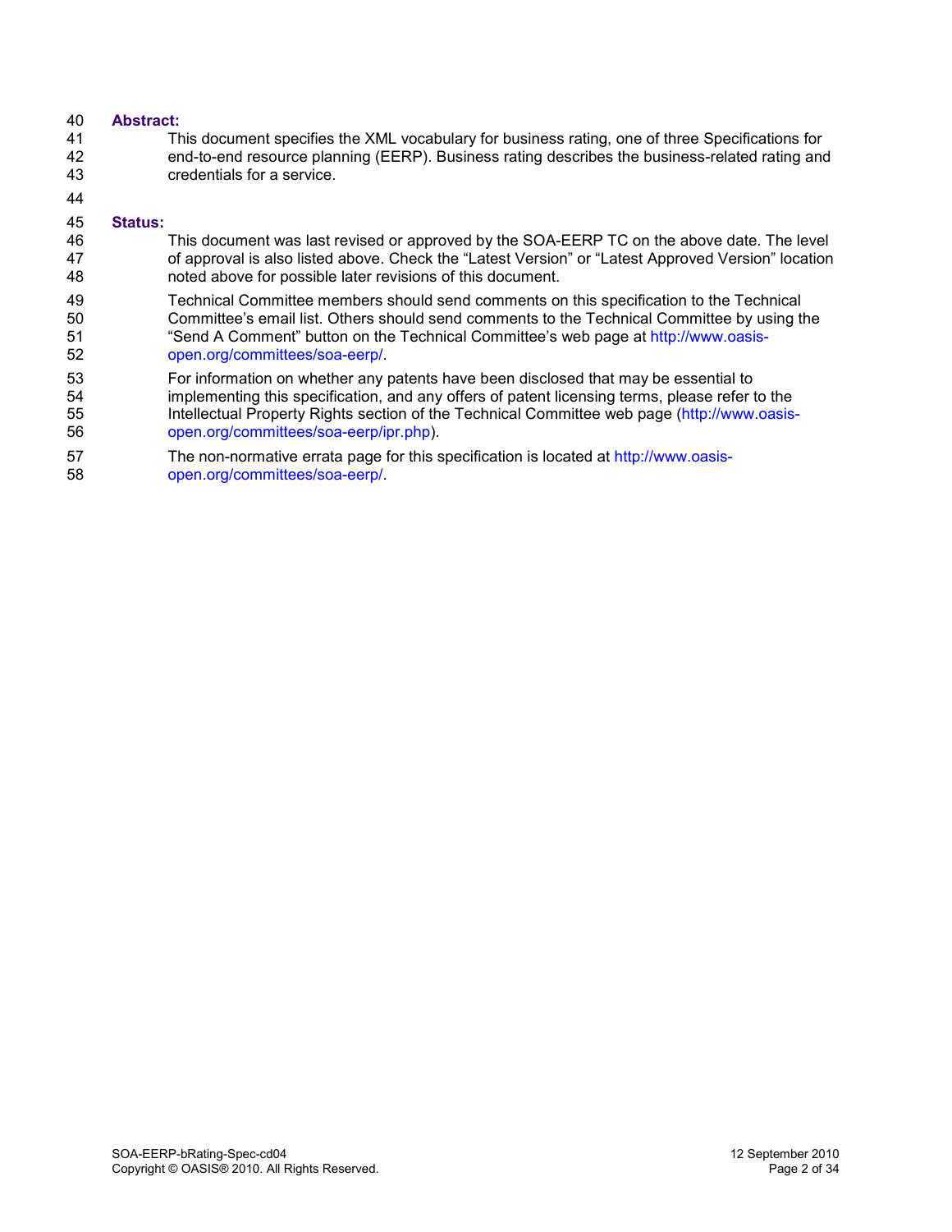**Abstract:**

This document specifies the XML vocabulary for business rating, one of three Specifications for end-to-end resource planning (EERP). Business rating describes the business-related rating and credentials for a service.

**Status:**

This document was last revised or approved by the SOA-EERP TC on the above date. The level of approval is also listed above. Check the “Latest Version” or “Latest Approved Version” location noted above for possible later revisions of this document.

Technical Committee members should send comments on this specification to the Technical Committee’s email list. Others should send comments to the Technical Committee by using the “Send A Comment” button on the Technical Committee’s web page at http://www.oasis-open.org/committees/soa-eerp/.

For information on whether any patents have been disclosed that may be essential to implementing this specification, and any offers of patent licensing terms, please refer to the Intellectual Property Rights section of the Technical Committee web page (http://www.oasis-open.org/committees/soa-eerp/ipr.php).

The non-normative errata page for this specification is located at http://www.oasis-open.org/committees/soa-eerp/.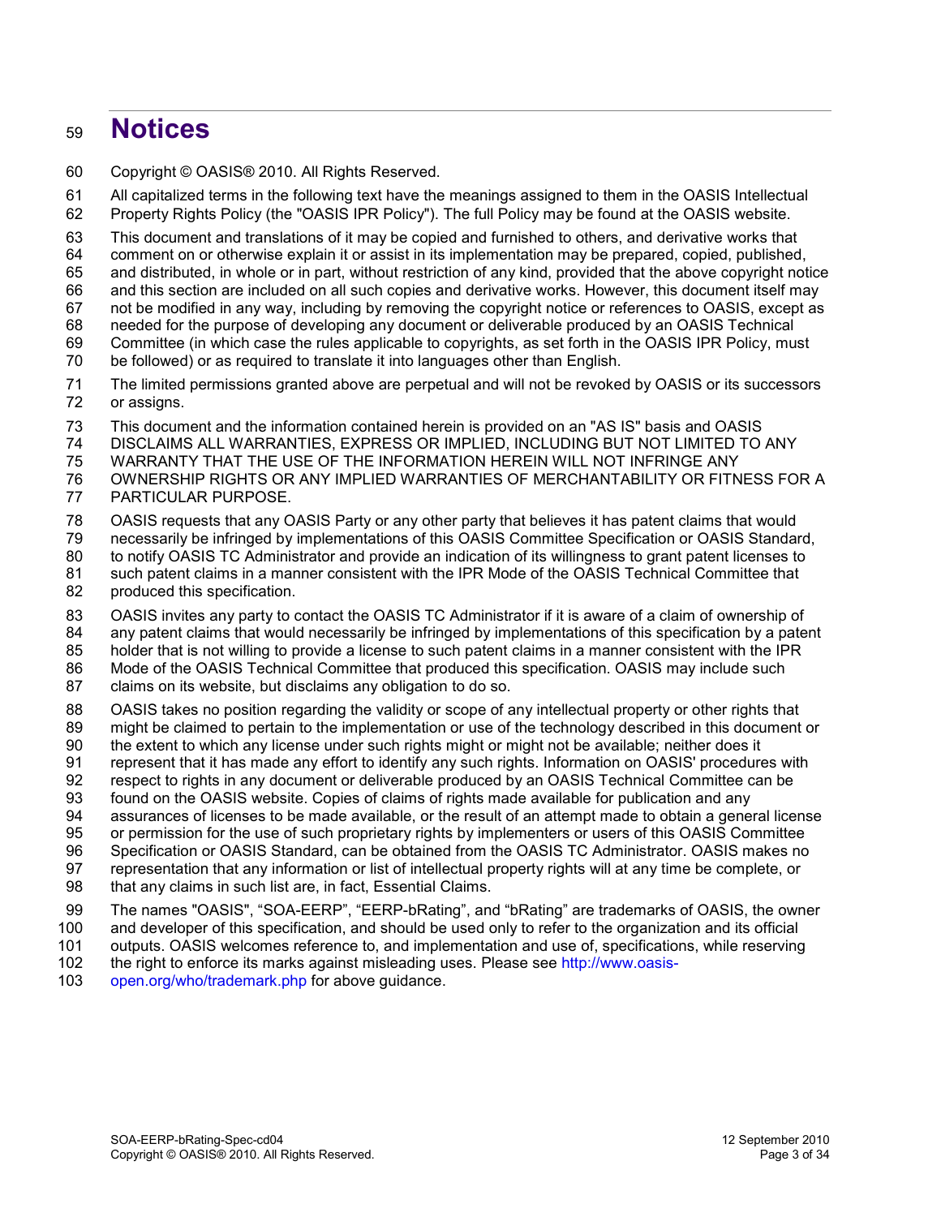# Notices

Copyright © OASIS® 2010. All Rights Reserved.

All capitalized terms in the following text have the meanings assigned to them in the OASIS Intellectual Property Rights Policy (the "OASIS IPR Policy"). The full Policy may be found at the OASIS website.

This document and translations of it may be copied and furnished to others, and derivative works that comment on or otherwise explain it or assist in its implementation may be prepared, copied, published, and distributed, in whole or in part, without restriction of any kind, provided that the above copyright notice and this section are included on all such copies and derivative works. However, this document itself may not be modified in any way, including by removing the copyright notice or references to OASIS, except as needed for the purpose of developing any document or deliverable produced by an OASIS Technical Committee (in which case the rules applicable to copyrights, as set forth in the OASIS IPR Policy, must be followed) or as required to translate it into languages other than English.

The limited permissions granted above are perpetual and will not be revoked by OASIS or its successors or assigns.

This document and the information contained herein is provided on an "AS IS" basis and OASIS DISCLAIMS ALL WARRANTIES, EXPRESS OR IMPLIED, INCLUDING BUT NOT LIMITED TO ANY WARRANTY THAT THE USE OF THE INFORMATION HEREIN WILL NOT INFRINGE ANY OWNERSHIP RIGHTS OR ANY IMPLIED WARRANTIES OF MERCHANTABILITY OR FITNESS FOR A PARTICULAR PURPOSE.

OASIS requests that any OASIS Party or any other party that believes it has patent claims that would necessarily be infringed by implementations of this OASIS Committee Specification or OASIS Standard, to notify OASIS TC Administrator and provide an indication of its willingness to grant patent licenses to such patent claims in a manner consistent with the IPR Mode of the OASIS Technical Committee that produced this specification.

OASIS invites any party to contact the OASIS TC Administrator if it is aware of a claim of ownership of any patent claims that would necessarily be infringed by implementations of this specification by a patent holder that is not willing to provide a license to such patent claims in a manner consistent with the IPR Mode of the OASIS Technical Committee that produced this specification. OASIS may include such claims on its website, but disclaims any obligation to do so.

OASIS takes no position regarding the validity or scope of any intellectual property or other rights that might be claimed to pertain to the implementation or use of the technology described in this document or the extent to which any license under such rights might or might not be available; neither does it represent that it has made any effort to identify any such rights. Information on OASIS' procedures with respect to rights in any document or deliverable produced by an OASIS Technical Committee can be found on the OASIS website. Copies of claims of rights made available for publication and any assurances of licenses to be made available, or the result of an attempt made to obtain a general license or permission for the use of such proprietary rights by implementers or users of this OASIS Committee Specification or OASIS Standard, can be obtained from the OASIS TC Administrator. OASIS makes no representation that any information or list of intellectual property rights will at any time be complete, or that any claims in such list are, in fact, Essential Claims.

The names "OASIS", "SOA-EERP", "EERP-bRating", and "bRating" are trademarks of OASIS, the owner and developer of this specification, and should be used only to refer to the organization and its official outputs. OASIS welcomes reference to, and implementation and use of, specifications, while reserving the right to enforce its marks against misleading uses. Please see http://www.oasis-open.org/who/trademark.php for above guidance.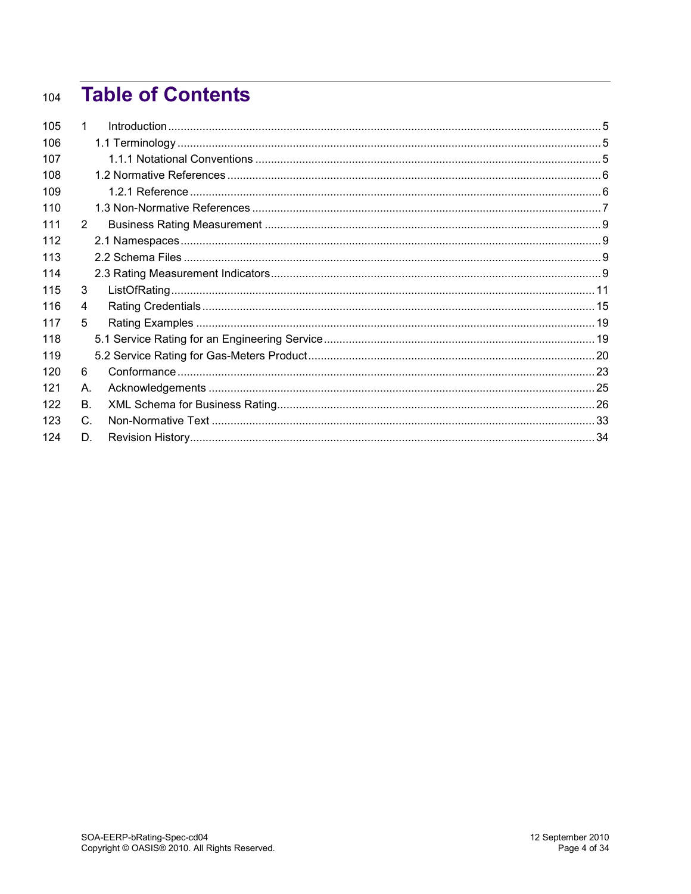# Table of Contents

1 Introduction ........ 5
  1.1 Terminology ........ 5
    1.1.1 Notational Conventions ........ 5
  1.2 Normative References ........ 6
    1.2.1 Reference ........ 6
  1.3 Non-Normative References ........ 7
2 Business Rating Measurement ........ 9
  2.1 Namespaces ........ 9
  2.2 Schema Files ........ 9
  2.3 Rating Measurement Indicators ........ 9
3 ListOfRating ........ 11
4 Rating Credentials ........ 15
5 Rating Examples ........ 19
  5.1 Service Rating for an Engineering Service ........ 19
  5.2 Service Rating for Gas-Meters Product ........ 20
6 Conformance ........ 23
A. Acknowledgements ........ 25
B. XML Schema for Business Rating ........ 26
C. Non-Normative Text ........ 33
D. Revision History ........ 34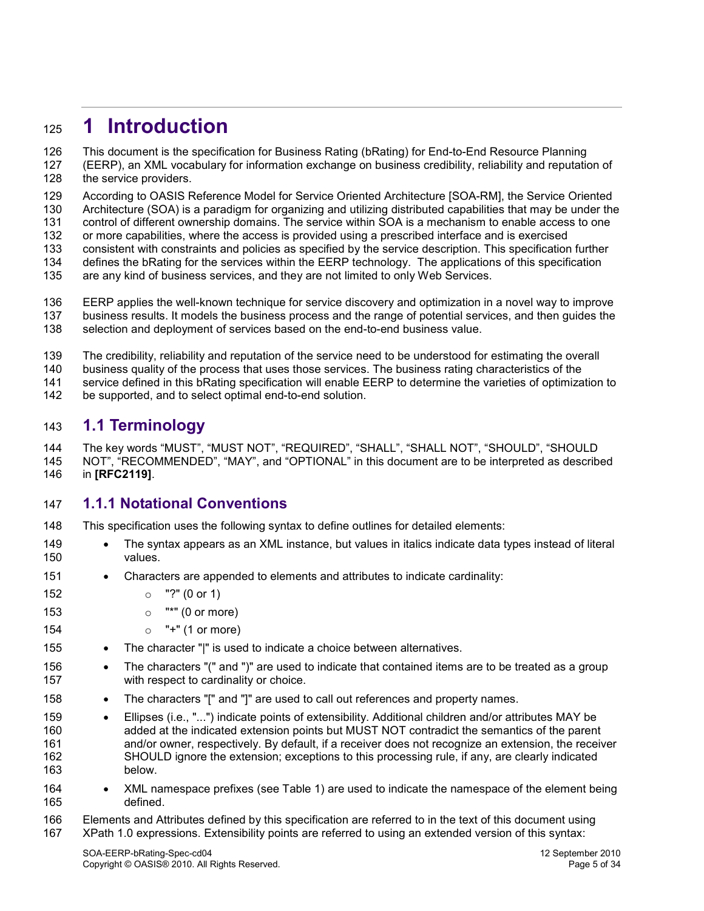# 1 Introduction

This document is the specification for Business Rating (bRating) for End-to-End Resource Planning (EERP), an XML vocabulary for information exchange on business credibility, reliability and reputation of the service providers.

According to OASIS Reference Model for Service Oriented Architecture [SOA-RM], the Service Oriented Architecture (SOA) is a paradigm for organizing and utilizing distributed capabilities that may be under the control of different ownership domains. The service within SOA is a mechanism to enable access to one or more capabilities, where the access is provided using a prescribed interface and is exercised consistent with constraints and policies as specified by the service description. This specification further defines the bRating for the services within the EERP technology. The applications of this specification are any kind of business services, and they are not limited to only Web Services.

EERP applies the well-known technique for service discovery and optimization in a novel way to improve business results. It models the business process and the range of potential services, and then guides the selection and deployment of services based on the end-to-end business value.

The credibility, reliability and reputation of the service need to be understood for estimating the overall business quality of the process that uses those services. The business rating characteristics of the service defined in this bRating specification will enable EERP to determine the varieties of optimization to be supported, and to select optimal end-to-end solution.

## 1.1 Terminology

The key words “MUST”, “MUST NOT”, “REQUIRED”, “SHALL”, “SHALL NOT”, “SHOULD”, “SHOULD NOT”, “RECOMMENDED”, “MAY”, and “OPTIONAL” in this document are to be interpreted as described in **[RFC2119]**.

### 1.1.1 Notational Conventions

This specification uses the following syntax to define outlines for detailed elements:

- The syntax appears as an XML instance, but values in italics indicate data types instead of literal values.
- Characters are appended to elements and attributes to indicate cardinality:
  - "?" (0 or 1)
  - "*" (0 or more)
  - "+" (1 or more)
- The character "|" is used to indicate a choice between alternatives.
- The characters "(" and ")" are used to indicate that contained items are to be treated as a group with respect to cardinality or choice.
- The characters "[" and "]" are used to call out references and property names.
- Ellipses (i.e., "...") indicate points of extensibility. Additional children and/or attributes MAY be added at the indicated extension points but MUST NOT contradict the semantics of the parent and/or owner, respectively. By default, if a receiver does not recognize an extension, the receiver SHOULD ignore the extension; exceptions to this processing rule, if any, are clearly indicated below.
- XML namespace prefixes (see Table 1) are used to indicate the namespace of the element being defined.

Elements and Attributes defined by this specification are referred to in the text of this document using XPath 1.0 expressions. Extensibility points are referred to using an extended version of this syntax: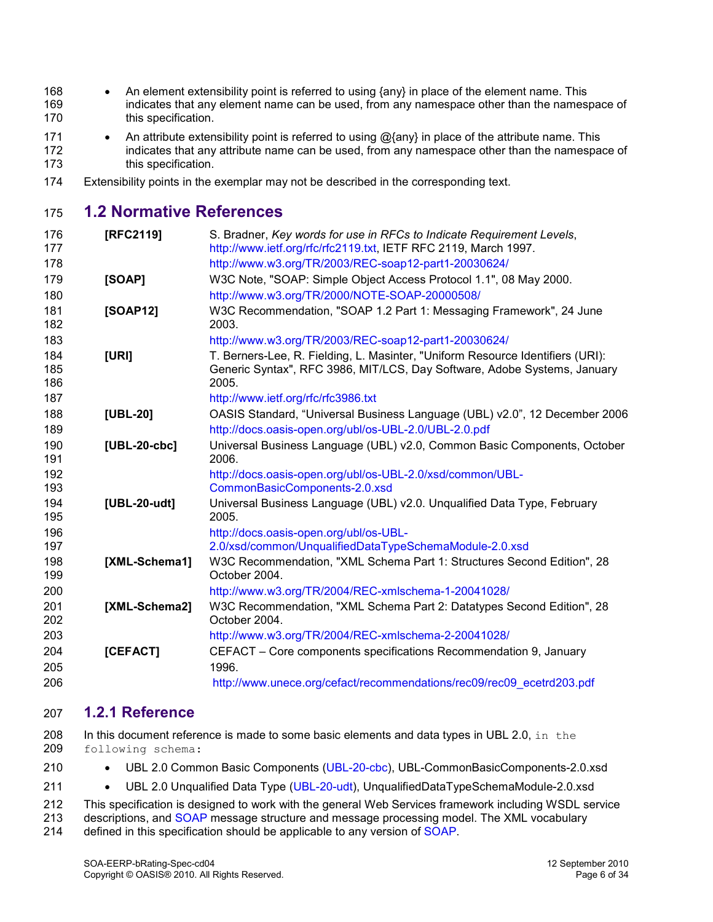- An element extensibility point is referred to using {any} in place of the element name. This indicates that any element name can be used, from any namespace other than the namespace of this specification.
- An attribute extensibility point is referred to using @{any} in place of the attribute name. This indicates that any attribute name can be used, from any namespace other than the namespace of this specification.

Extensibility points in the exemplar may not be described in the corresponding text.

## 1.2 Normative References

**[RFC2119]** S. Bradner, *Key words for use in RFCs to Indicate Requirement Levels*, http://www.ietf.org/rfc/rfc2119.txt, IETF RFC 2119, March 1997. http://www.w3.org/TR/2003/REC-soap12-part1-20030624/

**[SOAP]** W3C Note, "SOAP: Simple Object Access Protocol 1.1", 08 May 2000. http://www.w3.org/TR/2000/NOTE-SOAP-20000508/

**[SOAP12]** W3C Recommendation, "SOAP 1.2 Part 1: Messaging Framework", 24 June 2003. http://www.w3.org/TR/2003/REC-soap12-part1-20030624/

**[URI]** T. Berners-Lee, R. Fielding, L. Masinter, "Uniform Resource Identifiers (URI): Generic Syntax", RFC 3986, MIT/LCS, Day Software, Adobe Systems, January 2005. http://www.ietf.org/rfc/rfc3986.txt

**[UBL-20]** OASIS Standard, "Universal Business Language (UBL) v2.0", 12 December 2006 http://docs.oasis-open.org/ubl/os-UBL-2.0/UBL-2.0.pdf

**[UBL-20-cbc]** Universal Business Language (UBL) v2.0, Common Basic Components, October 2006. http://docs.oasis-open.org/ubl/os-UBL-2.0/xsd/common/UBL-CommonBasicComponents-2.0.xsd

**[UBL-20-udt]** Universal Business Language (UBL) v2.0. Unqualified Data Type, February 2005. http://docs.oasis-open.org/ubl/os-UBL-2.0/xsd/common/UnqualifiedDataTypeSchemaModule-2.0.xsd

**[XML-Schema1]** W3C Recommendation, "XML Schema Part 1: Structures Second Edition", 28 October 2004. http://www.w3.org/TR/2004/REC-xmlschema-1-20041028/

**[XML-Schema2]** W3C Recommendation, "XML Schema Part 2: Datatypes Second Edition", 28 October 2004. http://www.w3.org/TR/2004/REC-xmlschema-2-20041028/

**[CEFACT]** CEFACT – Core components specifications Recommendation 9, January 1996. http://www.unece.org/cefact/recommendations/rec09/rec09_ecetrd203.pdf

### 1.2.1 Reference

In this document reference is made to some basic elements and data types in UBL 2.0, in the following schema:

- UBL 2.0 Common Basic Components (UBL-20-cbc), UBL-CommonBasicComponents-2.0.xsd
- UBL 2.0 Unqualified Data Type (UBL-20-udt), UnqualifiedDataTypeSchemaModule-2.0.xsd

This specification is designed to work with the general Web Services framework including WSDL service descriptions, and SOAP message structure and message processing model. The XML vocabulary defined in this specification should be applicable to any version of SOAP.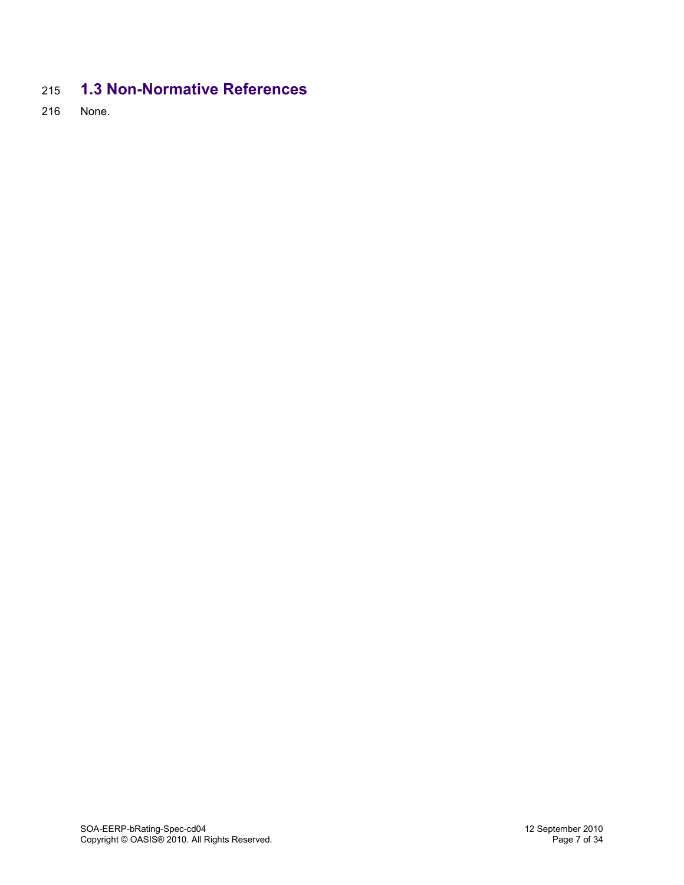## 1.3 Non-Normative References

None.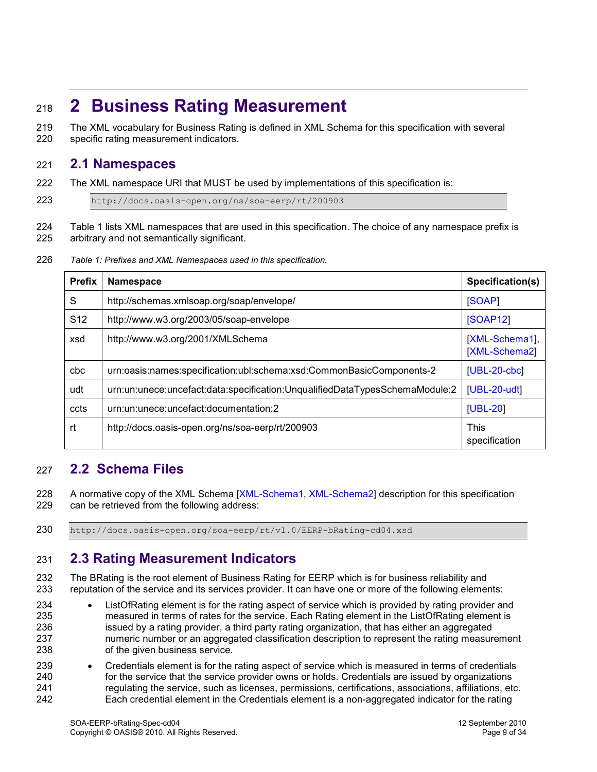# 2 Business Rating Measurement

The XML vocabulary for Business Rating is defined in XML Schema for this specification with several specific rating measurement indicators.

## 2.1 Namespaces

The XML namespace URI that MUST be used by implementations of this specification is:

```
http://docs.oasis-open.org/ns/soa-eerp/rt/200903
```

Table 1 lists XML namespaces that are used in this specification. The choice of any namespace prefix is arbitrary and not semantically significant.

*Table 1: Prefixes and XML Namespaces used in this specification.*

| Prefix | Namespace | Specification(s) |
|---|---|---|
| S | http://schemas.xmlsoap.org/soap/envelope/ | [SOAP] |
| S12 | http://www.w3.org/2003/05/soap-envelope | [SOAP12] |
| xsd | http://www.w3.org/2001/XMLSchema | [XML-Schema1], [XML-Schema2] |
| cbc | urn:oasis:names:specification:ubl:schema:xsd:CommonBasicComponents-2 | [UBL-20-cbc] |
| udt | urn:un:unece:uncefact:data:specification:UnqualifiedDataTypesSchemaModule:2 | [UBL-20-udt] |
| ccts | urn:un:unece:uncefact:documentation:2 | [UBL-20] |
| rt | http://docs.oasis-open.org/ns/soa-eerp/rt/200903 | This specification |

## 2.2 Schema Files

A normative copy of the XML Schema [XML-Schema1, XML-Schema2] description for this specification can be retrieved from the following address:

```
http://docs.oasis-open.org/soa-eerp/rt/v1.0/EERP-bRating-cd04.xsd
```

## 2.3 Rating Measurement Indicators

The BRating is the root element of Business Rating for EERP which is for business reliability and reputation of the service and its services provider. It can have one or more of the following elements:

- ListOfRating element is for the rating aspect of service which is provided by rating provider and measured in terms of rates for the service. Each Rating element in the ListOfRating element is issued by a rating provider, a third party rating organization, that has either an aggregated numeric number or an aggregated classification description to represent the rating measurement of the given business service.
- Credentials element is for the rating aspect of service which is measured in terms of credentials for the service that the service provider owns or holds. Credentials are issued by organizations regulating the service, such as licenses, permissions, certifications, associations, affiliations, etc. Each credential element in the Credentials element is a non-aggregated indicator for the rating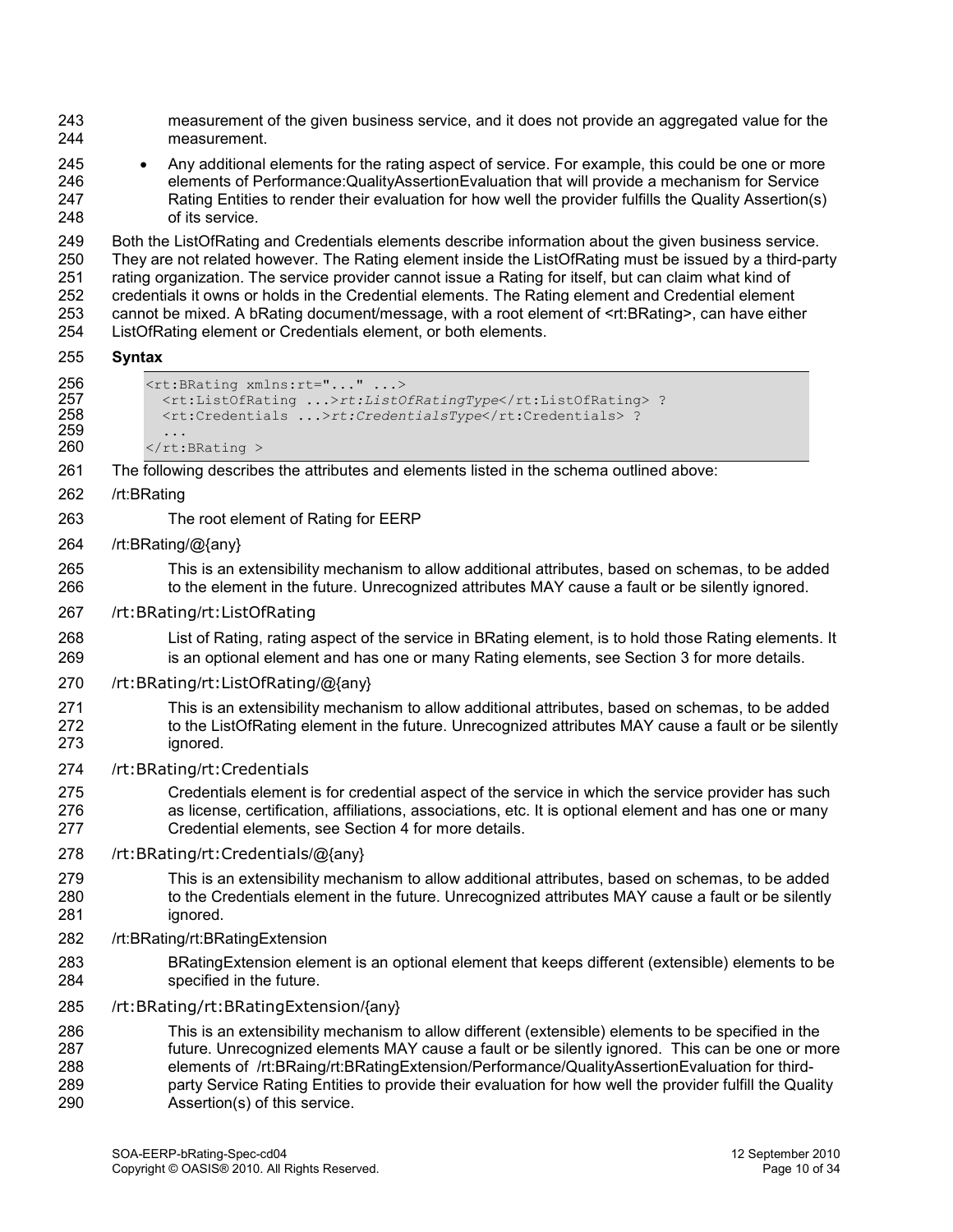measurement of the given business service, and it does not provide an aggregated value for the measurement.

- Any additional elements for the rating aspect of service. For example, this could be one or more elements of Performance:QualityAssertionEvaluation that will provide a mechanism for Service Rating Entities to render their evaluation for how well the provider fulfills the Quality Assertion(s) of its service.

Both the ListOfRating and Credentials elements describe information about the given business service. They are not related however. The Rating element inside the ListOfRating must be issued by a third-party rating organization. The service provider cannot issue a Rating for itself, but can claim what kind of credentials it owns or holds in the Credential elements. The Rating element and Credential element cannot be mixed. A bRating document/message, with a root element of <rt:BRating>, can have either ListOfRating element or Credentials element, or both elements.

**Syntax**

```
<rt:BRating xmlns:rt="..." ...>
  <rt:ListOfRating ...>rt:ListOfRatingType</rt:ListOfRating> ?
  <rt:Credentials ...>rt:CredentialsType</rt:Credentials> ?
  ...
</rt:BRating >
```

The following describes the attributes and elements listed in the schema outlined above:

/rt:BRating

The root element of Rating for EERP

/rt:BRating/@{any}

This is an extensibility mechanism to allow additional attributes, based on schemas, to be added to the element in the future. Unrecognized attributes MAY cause a fault or be silently ignored.

/rt:BRating/rt:ListOfRating

List of Rating, rating aspect of the service in BRating element, is to hold those Rating elements. It is an optional element and has one or many Rating elements, see Section 3 for more details.

/rt:BRating/rt:ListOfRating/@{any}

This is an extensibility mechanism to allow additional attributes, based on schemas, to be added to the ListOfRating element in the future. Unrecognized attributes MAY cause a fault or be silently ignored.

/rt:BRating/rt:Credentials

Credentials element is for credential aspect of the service in which the service provider has such as license, certification, affiliations, associations, etc. It is optional element and has one or many Credential elements, see Section 4 for more details.

/rt:BRating/rt:Credentials/@{any}

This is an extensibility mechanism to allow additional attributes, based on schemas, to be added to the Credentials element in the future. Unrecognized attributes MAY cause a fault or be silently ignored.

/rt:BRating/rt:BRatingExtension

BRatingExtension element is an optional element that keeps different (extensible) elements to be specified in the future.

/rt:BRating/rt:BRatingExtension/{any}

This is an extensibility mechanism to allow different (extensible) elements to be specified in the future. Unrecognized elements MAY cause a fault or be silently ignored. This can be one or more elements of /rt:BRaing/rt:BRatingExtension/Performance/QualityAssertionEvaluation for third-party Service Rating Entities to provide their evaluation for how well the provider fulfill the Quality Assertion(s) of this service.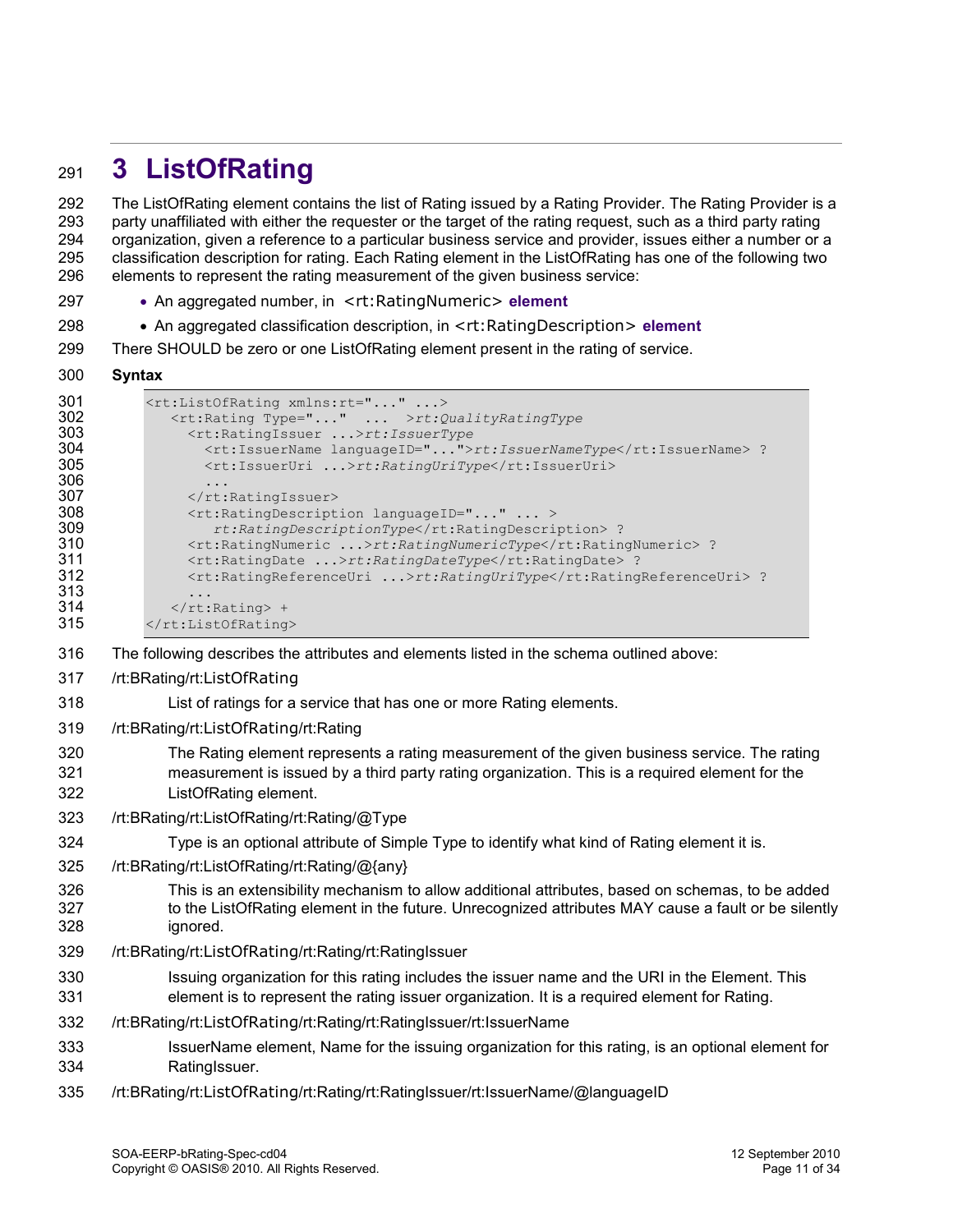# 3 ListOfRating

The ListOfRating element contains the list of Rating issued by a Rating Provider. The Rating Provider is a party unaffiliated with either the requester or the target of the rating request, such as a third party rating organization, given a reference to a particular business service and provider, issues either a number or a classification description for rating. Each Rating element in the ListOfRating has one of the following two elements to represent the rating measurement of the given business service:

- An aggregated number, in `<rt:RatingNumeric>` **element**
- An aggregated classification description, in `<rt:RatingDescription>` **element**

There SHOULD be zero or one ListOfRating element present in the rating of service.

**Syntax**

```
<rt:ListOfRating xmlns:rt="..." ...>
   <rt:Rating Type="..."  ...  >rt:QualityRatingType
     <rt:RatingIssuer ...>rt:IssuerType
       <rt:IssuerName languageID="...">rt:IssuerNameType</rt:IssuerName> ?
       <rt:IssuerUri ...>rt:RatingUriType</rt:IssuerUri>
       ...
     </rt:RatingIssuer>
     <rt:RatingDescription languageID="..." ... >
        rt:RatingDescriptionType</rt:RatingDescription> ?
     <rt:RatingNumeric ...>rt:RatingNumericType</rt:RatingNumeric> ?
     <rt:RatingDate ...>rt:RatingDateType</rt:RatingDate> ?
     <rt:RatingReferenceUri ...>rt:RatingUriType</rt:RatingReferenceUri> ?
     ...
   </rt:Rating> +
</rt:ListOfRating>
```

The following describes the attributes and elements listed in the schema outlined above:

/rt:BRating/rt:ListOfRating

List of ratings for a service that has one or more Rating elements.

/rt:BRating/rt:ListOfRating/rt:Rating

The Rating element represents a rating measurement of the given business service. The rating measurement is issued by a third party rating organization. This is a required element for the ListOfRating element.

/rt:BRating/rt:ListOfRating/rt:Rating/@Type

Type is an optional attribute of Simple Type to identify what kind of Rating element it is.

/rt:BRating/rt:ListOfRating/rt:Rating/@{any}

This is an extensibility mechanism to allow additional attributes, based on schemas, to be added to the ListOfRating element in the future. Unrecognized attributes MAY cause a fault or be silently ignored.

/rt:BRating/rt:ListOfRating/rt:Rating/rt:RatingIssuer

Issuing organization for this rating includes the issuer name and the URI in the Element. This element is to represent the rating issuer organization. It is a required element for Rating.

/rt:BRating/rt:ListOfRating/rt:Rating/rt:RatingIssuer/rt:IssuerName

IssuerName element, Name for the issuing organization for this rating, is an optional element for RatingIssuer.

/rt:BRating/rt:ListOfRating/rt:Rating/rt:RatingIssuer/rt:IssuerName/@languageID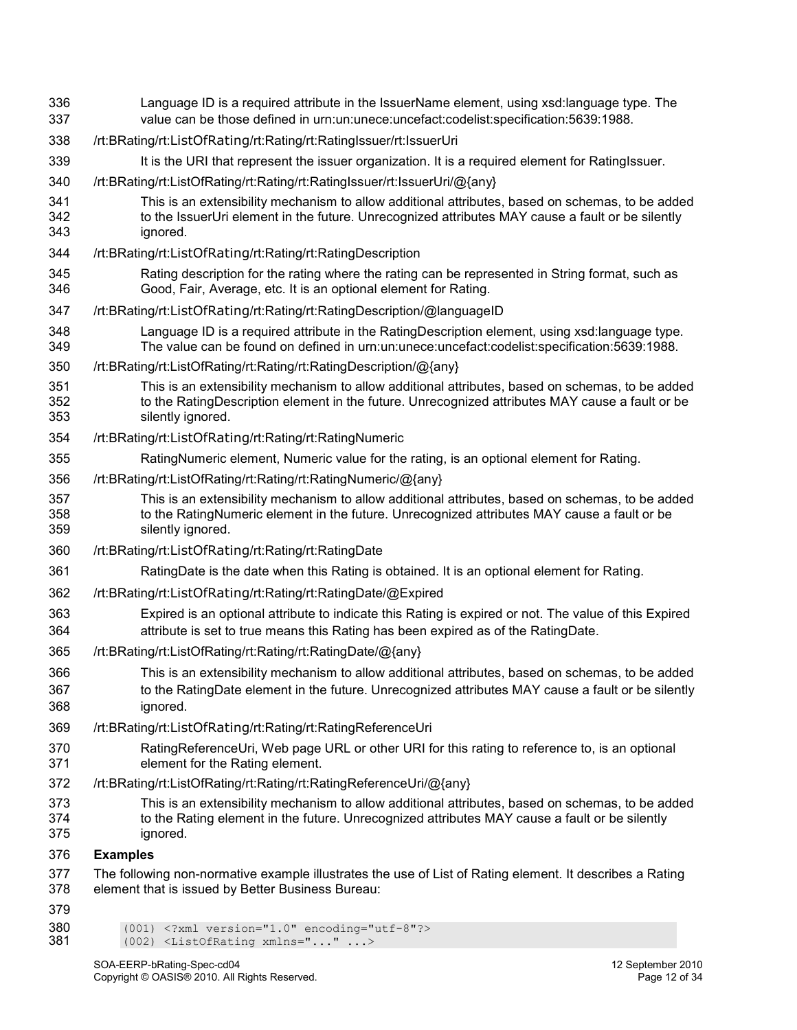Language ID is a required attribute in the IssuerName element, using xsd:language type. The value can be those defined in urn:un:unece:uncefact:codelist:specification:5639:1988.

/rt:BRating/rt:ListOfRating/rt:Rating/rt:RatingIssuer/rt:IssuerUri

It is the URI that represent the issuer organization. It is a required element for RatingIssuer.

/rt:BRating/rt:ListOfRating/rt:Rating/rt:RatingIssuer/rt:IssuerUri/@{any}

This is an extensibility mechanism to allow additional attributes, based on schemas, to be added to the IssuerUri element in the future. Unrecognized attributes MAY cause a fault or be silently ignored.

/rt:BRating/rt:ListOfRating/rt:Rating/rt:RatingDescription

Rating description for the rating where the rating can be represented in String format, such as Good, Fair, Average, etc. It is an optional element for Rating.

/rt:BRating/rt:ListOfRating/rt:Rating/rt:RatingDescription/@languageID

Language ID is a required attribute in the RatingDescription element, using xsd:language type. The value can be found on defined in urn:un:unece:uncefact:codelist:specification:5639:1988.

/rt:BRating/rt:ListOfRating/rt:Rating/rt:RatingDescription/@{any}

This is an extensibility mechanism to allow additional attributes, based on schemas, to be added to the RatingDescription element in the future. Unrecognized attributes MAY cause a fault or be silently ignored.

/rt:BRating/rt:ListOfRating/rt:Rating/rt:RatingNumeric

RatingNumeric element, Numeric value for the rating, is an optional element for Rating.

/rt:BRating/rt:ListOfRating/rt:Rating/rt:RatingNumeric/@{any}

This is an extensibility mechanism to allow additional attributes, based on schemas, to be added to the RatingNumeric element in the future. Unrecognized attributes MAY cause a fault or be silently ignored.

/rt:BRating/rt:ListOfRating/rt:Rating/rt:RatingDate

RatingDate is the date when this Rating is obtained. It is an optional element for Rating.

/rt:BRating/rt:ListOfRating/rt:Rating/rt:RatingDate/@Expired

Expired is an optional attribute to indicate this Rating is expired or not. The value of this Expired attribute is set to true means this Rating has been expired as of the RatingDate.

/rt:BRating/rt:ListOfRating/rt:Rating/rt:RatingDate/@{any}

This is an extensibility mechanism to allow additional attributes, based on schemas, to be added to the RatingDate element in the future. Unrecognized attributes MAY cause a fault or be silently ignored.

/rt:BRating/rt:ListOfRating/rt:Rating/rt:RatingReferenceUri

RatingReferenceUri, Web page URL or other URI for this rating to reference to, is an optional element for the Rating element.

/rt:BRating/rt:ListOfRating/rt:Rating/rt:RatingReferenceUri/@{any}

This is an extensibility mechanism to allow additional attributes, based on schemas, to be added to the Rating element in the future. Unrecognized attributes MAY cause a fault or be silently ignored.

**Examples**

The following non-normative example illustrates the use of List of Rating element. It describes a Rating element that is issued by Better Business Bureau:

```
(001) <?xml version="1.0" encoding="utf-8"?>
(002) <ListOfRating xmlns="..." ...>
```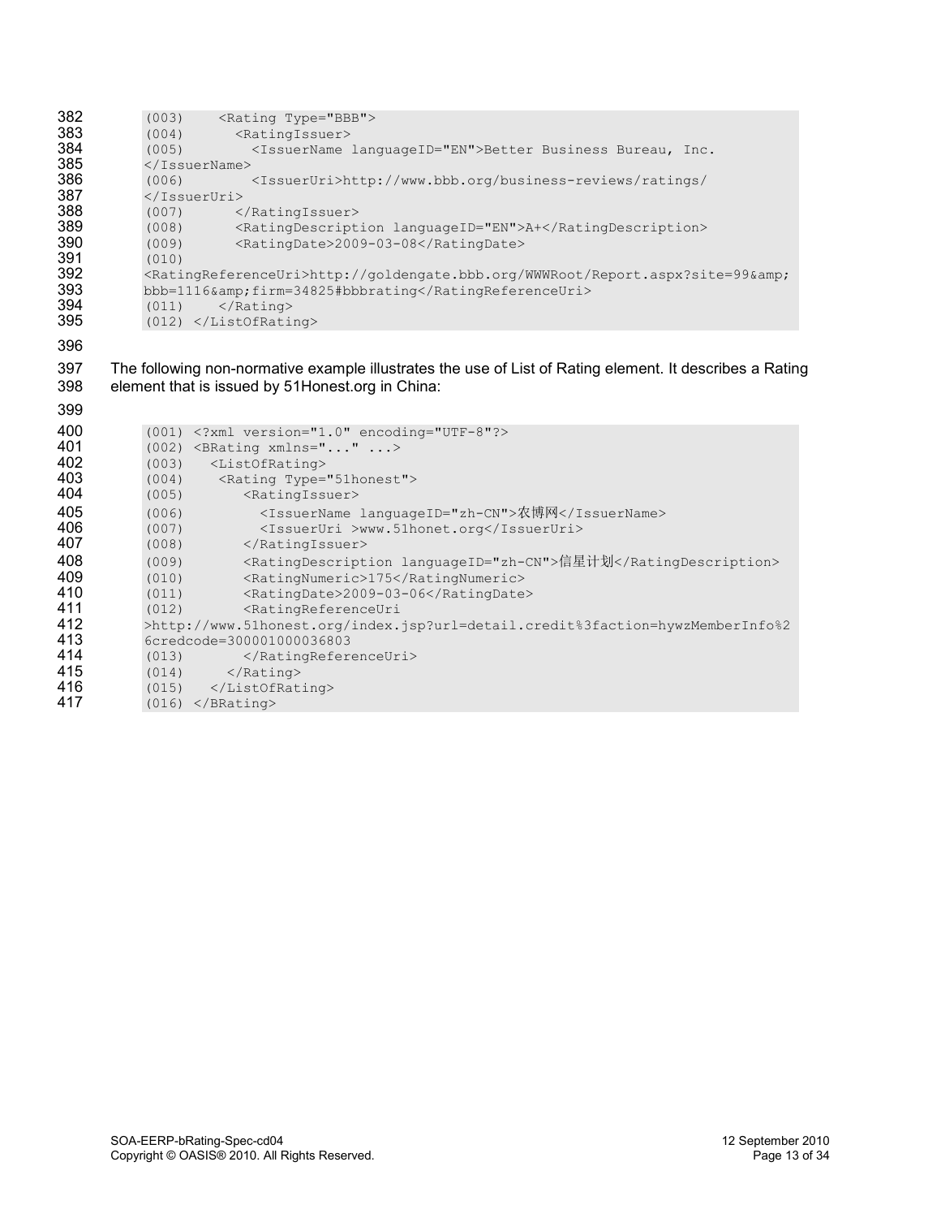```
(003)    <Rating Type="BBB">
(004)      <RatingIssuer>
(005)        <IssuerName languageID="EN">Better Business Bureau, Inc.
</IssuerName>
(006)        <IssuerUri>http://www.bbb.org/business-reviews/ratings/
</IssuerUri>
(007)      </RatingIssuer>
(008)      <RatingDescription languageID="EN">A+</RatingDescription>
(009)      <RatingDate>2009-03-08</RatingDate>
(010)
<RatingReferenceUri>http://goldengate.bbb.org/WWWRoot/Report.aspx?site=99&amp;
bbb=1116&amp;firm=34825#bbbrating</RatingReferenceUri>
(011)    </Rating>
(012) </ListOfRating>
```

The following non-normative example illustrates the use of List of Rating element. It describes a Rating element that is issued by 51Honest.org in China:

```
(001) <?xml version="1.0" encoding="UTF-8"?>
(002) <BRating xmlns="..." ...>
(003)   <ListOfRating>
(004)    <Rating Type="51honest">
(005)       <RatingIssuer>
(006)         <IssuerName languageID="zh-CN">农博网</IssuerName>
(007)         <IssuerUri >www.51honet.org</IssuerUri>
(008)       </RatingIssuer>
(009)       <RatingDescription languageID="zh-CN">信星计划</RatingDescription>
(010)       <RatingNumeric>175</RatingNumeric>
(011)       <RatingDate>2009-03-06</RatingDate>
(012)       <RatingReferenceUri
>http://www.51honest.org/index.jsp?url=detail.credit%3faction=hywzMemberInfo%2
6credcode=300001000036803
(013)       </RatingReferenceUri>
(014)     </Rating>
(015)   </ListOfRating>
(016) </BRating>
```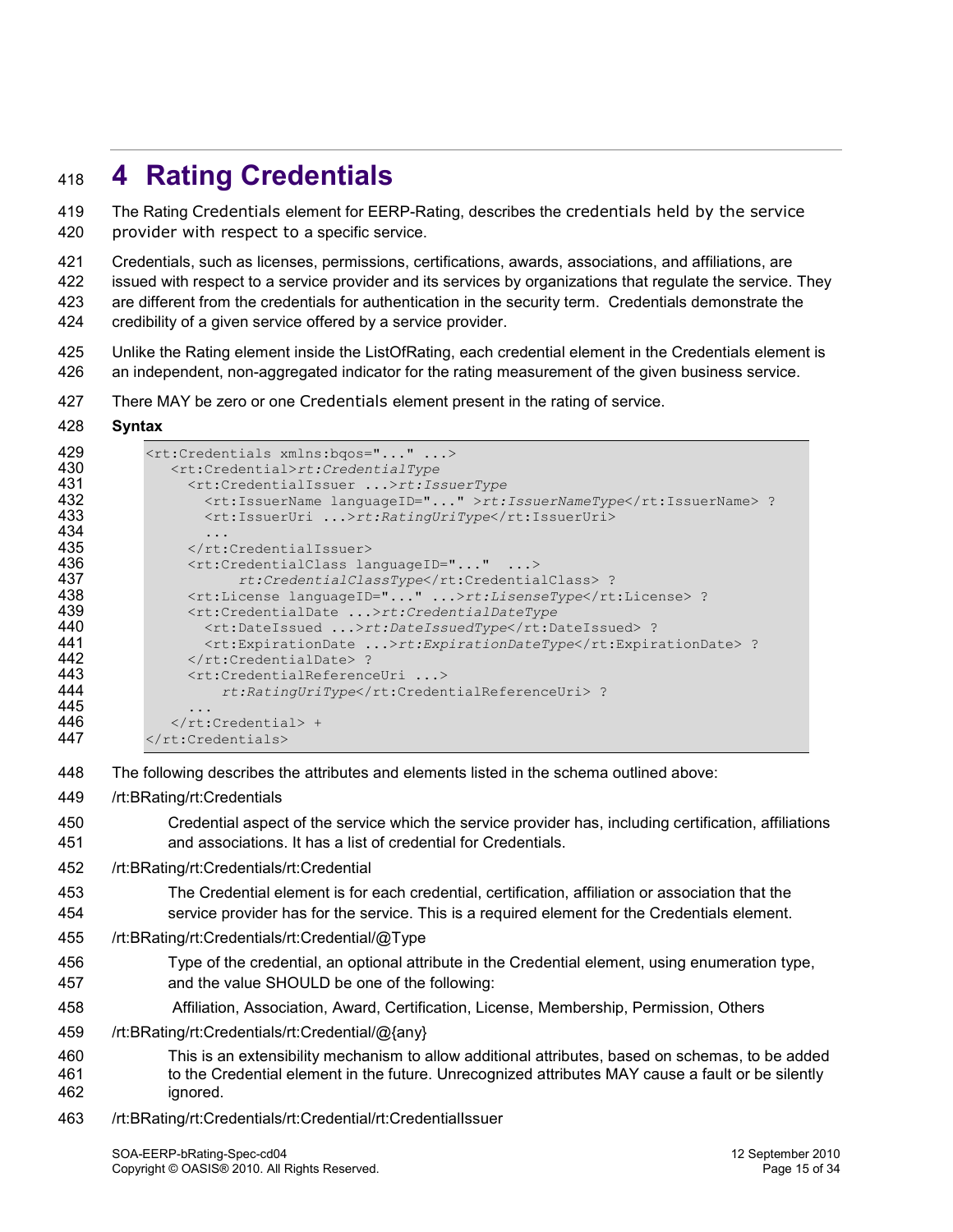# 4 Rating Credentials

The Rating Credentials element for EERP-Rating, describes the credentials held by the service provider with respect to a specific service.

Credentials, such as licenses, permissions, certifications, awards, associations, and affiliations, are issued with respect to a service provider and its services by organizations that regulate the service. They are different from the credentials for authentication in the security term. Credentials demonstrate the credibility of a given service offered by a service provider.

Unlike the Rating element inside the ListOfRating, each credential element in the Credentials element is an independent, non-aggregated indicator for the rating measurement of the given business service.

There MAY be zero or one Credentials element present in the rating of service.

**Syntax**

```
<rt:Credentials xmlns:bqos="..." ...>
   <rt:Credential>rt:CredentialType
     <rt:CredentialIssuer ...>rt:IssuerType
       <rt:IssuerName languageID="..." >rt:IssuerNameType</rt:IssuerName> ?
       <rt:IssuerUri ...>rt:RatingUriType</rt:IssuerUri>
       ...
     </rt:CredentialIssuer>
     <rt:CredentialClass languageID="..."  ...>
           rt:CredentialClassType</rt:CredentialClass> ?
     <rt:License languageID="..." ...>rt:LisenseType</rt:License> ?
     <rt:CredentialDate ...>rt:CredentialDateType
       <rt:DateIssued ...>rt:DateIssuedType</rt:DateIssued> ?
       <rt:ExpirationDate ...>rt:ExpirationDateType</rt:ExpirationDate> ?
     </rt:CredentialDate> ?
     <rt:CredentialReferenceUri ...>
         rt:RatingUriType</rt:CredentialReferenceUri> ?
     ...
   </rt:Credential> +
</rt:Credentials>
```

The following describes the attributes and elements listed in the schema outlined above:

/rt:BRating/rt:Credentials

> Credential aspect of the service which the service provider has, including certification, affiliations and associations. It has a list of credential for Credentials.

/rt:BRating/rt:Credentials/rt:Credential

> The Credential element is for each credential, certification, affiliation or association that the service provider has for the service. This is a required element for the Credentials element.

/rt:BRating/rt:Credentials/rt:Credential/@Type

> Type of the credential, an optional attribute in the Credential element, using enumeration type, and the value SHOULD be one of the following:
>
> Affiliation, Association, Award, Certification, License, Membership, Permission, Others

/rt:BRating/rt:Credentials/rt:Credential/@{any}

> This is an extensibility mechanism to allow additional attributes, based on schemas, to be added to the Credential element in the future. Unrecognized attributes MAY cause a fault or be silently ignored.

/rt:BRating/rt:Credentials/rt:Credential/rt:CredentialIssuer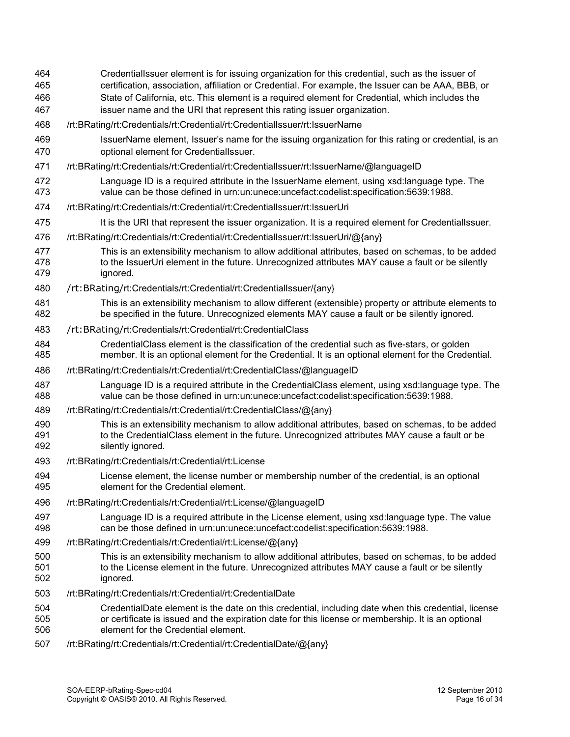464 CredentialIssuer element is for issuing organization for this credential, such as the issuer of certification, association, affiliation or Credential. For example, the Issuer can be AAA, BBB, or State of California, etc. This element is a required element for Credential, which includes the issuer name and the URI that represent this rating issuer organization.

468 /rt:BRating/rt:Credentials/rt:Credential/rt:CredentialIssuer/rt:IssuerName

469 IssuerName element, Issuer's name for the issuing organization for this rating or credential, is an optional element for CredentialIssuer.

471 /rt:BRating/rt:Credentials/rt:Credential/rt:CredentialIssuer/rt:IssuerName/@languageID

472 Language ID is a required attribute in the IssuerName element, using xsd:language type. The value can be those defined in urn:un:unece:uncefact:codelist:specification:5639:1988.

474 /rt:BRating/rt:Credentials/rt:Credential/rt:CredentialIssuer/rt:IssuerUri

475 It is the URI that represent the issuer organization. It is a required element for CredentialIssuer.

476 /rt:BRating/rt:Credentials/rt:Credential/rt:CredentialIssuer/rt:IssuerUri/@{any}

477 This is an extensibility mechanism to allow additional attributes, based on schemas, to be added to the IssuerUri element in the future. Unrecognized attributes MAY cause a fault or be silently ignored.

480 /rt:BRating/rt:Credentials/rt:Credential/rt:CredentialIssuer/{any}

481 This is an extensibility mechanism to allow different (extensible) property or attribute elements to be specified in the future. Unrecognized elements MAY cause a fault or be silently ignored.

483 /rt:BRating/rt:Credentials/rt:Credential/rt:CredentialClass

484 CredentialClass element is the classification of the credential such as five-stars, or golden member. It is an optional element for the Credential. It is an optional element for the Credential.

486 /rt:BRating/rt:Credentials/rt:Credential/rt:CredentialClass/@languageID

487 Language ID is a required attribute in the CredentialClass element, using xsd:language type. The value can be those defined in urn:un:unece:uncefact:codelist:specification:5639:1988.

489 /rt:BRating/rt:Credentials/rt:Credential/rt:CredentialClass/@{any}

490 This is an extensibility mechanism to allow additional attributes, based on schemas, to be added to the CredentialClass element in the future. Unrecognized attributes MAY cause a fault or be silently ignored.

493 /rt:BRating/rt:Credentials/rt:Credential/rt:License

494 License element, the license number or membership number of the credential, is an optional element for the Credential element.

496 /rt:BRating/rt:Credentials/rt:Credential/rt:License/@languageID

497 Language ID is a required attribute in the License element, using xsd:language type. The value can be those defined in urn:un:unece:uncefact:codelist:specification:5639:1988.

499 /rt:BRating/rt:Credentials/rt:Credential/rt:License/@{any}

500 This is an extensibility mechanism to allow additional attributes, based on schemas, to be added to the License element in the future. Unrecognized attributes MAY cause a fault or be silently ignored.

503 /rt:BRating/rt:Credentials/rt:Credential/rt:CredentialDate

504 CredentialDate element is the date on this credential, including date when this credential, license or certificate is issued and the expiration date for this license or membership. It is an optional element for the Credential element.

507 /rt:BRating/rt:Credentials/rt:Credential/rt:CredentialDate/@{any}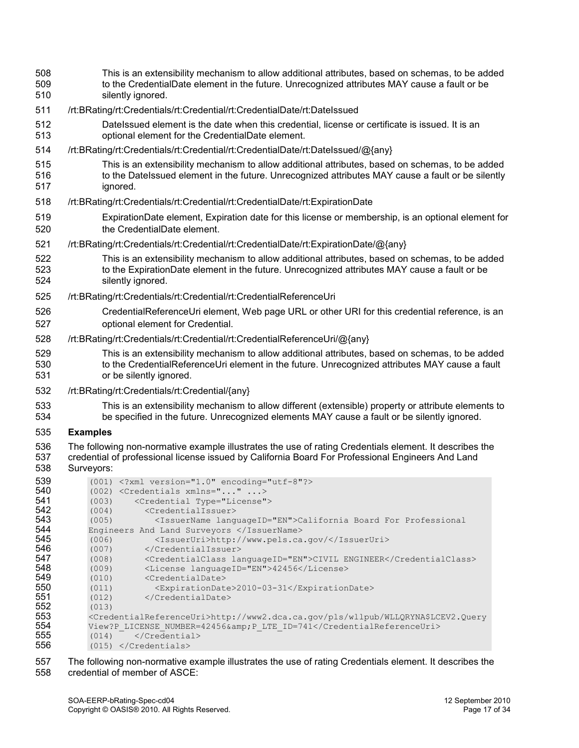This is an extensibility mechanism to allow additional attributes, based on schemas, to be added to the CredentialDate element in the future. Unrecognized attributes MAY cause a fault or be silently ignored.

/rt:BRating/rt:Credentials/rt:Credential/rt:CredentialDate/rt:DateIssued

DateIssued element is the date when this credential, license or certificate is issued. It is an optional element for the CredentialDate element.

/rt:BRating/rt:Credentials/rt:Credential/rt:CredentialDate/rt:DateIssued/@{any}

This is an extensibility mechanism to allow additional attributes, based on schemas, to be added to the DateIssued element in the future. Unrecognized attributes MAY cause a fault or be silently ignored.

/rt:BRating/rt:Credentials/rt:Credential/rt:CredentialDate/rt:ExpirationDate

ExpirationDate element, Expiration date for this license or membership, is an optional element for the CredentialDate element.

/rt:BRating/rt:Credentials/rt:Credential/rt:CredentialDate/rt:ExpirationDate/@{any}

This is an extensibility mechanism to allow additional attributes, based on schemas, to be added to the ExpirationDate element in the future. Unrecognized attributes MAY cause a fault or be silently ignored.

/rt:BRating/rt:Credentials/rt:Credential/rt:CredentialReferenceUri

CredentialReferenceUri element, Web page URL or other URI for this credential reference, is an optional element for Credential.

/rt:BRating/rt:Credentials/rt:Credential/rt:CredentialReferenceUri/@{any}

This is an extensibility mechanism to allow additional attributes, based on schemas, to be added to the CredentialReferenceUri element in the future. Unrecognized attributes MAY cause a fault or be silently ignored.

/rt:BRating/rt:Credentials/rt:Credential/{any}

This is an extensibility mechanism to allow different (extensible) property or attribute elements to be specified in the future. Unrecognized elements MAY cause a fault or be silently ignored.

**Examples**

The following non-normative example illustrates the use of rating Credentials element. It describes the credential of professional license issued by California Board For Professional Engineers And Land Surveyors:

```
(001) <?xml version="1.0" encoding="utf-8"?>
(002) <Credentials xmlns="..." ...>
(003)    <Credential Type="License">
(004)      <CredentialIssuer>
(005)        <IssuerName languageID="EN">California Board For Professional
Engineers And Land Surveyors </IssuerName>
(006)        <IssuerUri>http://www.pels.ca.gov/</IssuerUri>
(007)      </CredentialIssuer>
(008)      <CredentialClass languageID="EN">CIVIL ENGINEER</CredentialClass>
(009)      <License languageID="EN">42456</License>
(010)      <CredentialDate>
(011)        <ExpirationDate>2010-03-31</ExpirationDate>
(012)      </CredentialDate>
(013)
<CredentialReferenceUri>http://www2.dca.ca.gov/pls/wllpub/WLLQRYNA$LCEV2.Query
View?P_LICENSE_NUMBER=42456&amp;P_LTE_ID=741</CredentialReferenceUri>
(014)    </Credential>
(015) </Credentials>
```

The following non-normative example illustrates the use of rating Credentials element. It describes the credential of member of ASCE: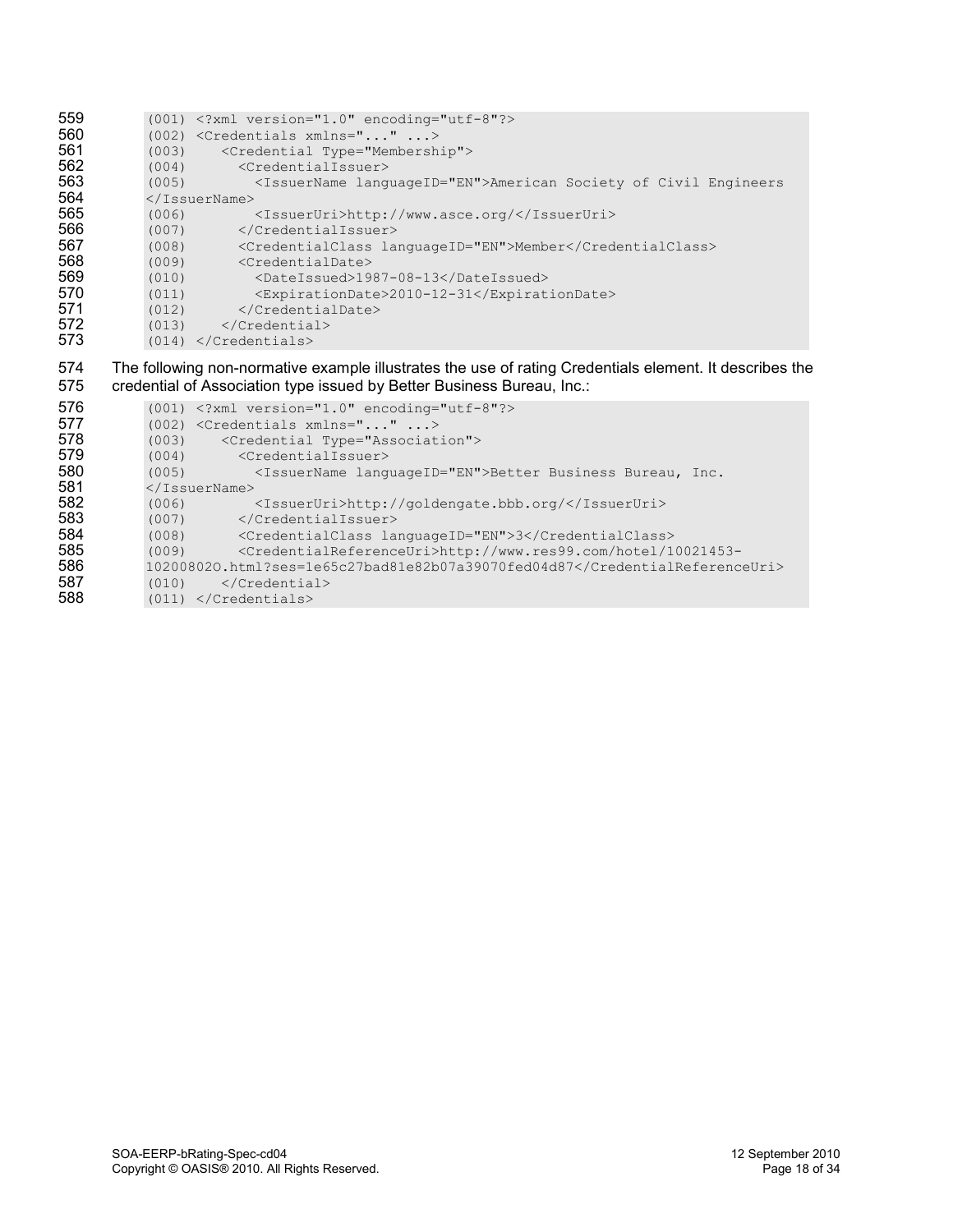```
(001) <?xml version="1.0" encoding="utf-8"?>
(002) <Credentials xmlns="..." ...>
(003)    <Credential Type="Membership">
(004)      <CredentialIssuer>
(005)        <IssuerName languageID="EN">American Society of Civil Engineers
</IssuerName>
(006)        <IssuerUri>http://www.asce.org/</IssuerUri>
(007)      </CredentialIssuer>
(008)      <CredentialClass languageID="EN">Member</CredentialClass>
(009)      <CredentialDate>
(010)        <DateIssued>1987-08-13</DateIssued>
(011)        <ExpirationDate>2010-12-31</ExpirationDate>
(012)      </CredentialDate>
(013)    </Credential>
(014) </Credentials>
```

The following non-normative example illustrates the use of rating Credentials element. It describes the credential of Association type issued by Better Business Bureau, Inc.:

```
(001) <?xml version="1.0" encoding="utf-8"?>
(002) <Credentials xmlns="..." ...>
(003)    <Credential Type="Association">
(004)      <CredentialIssuer>
(005)        <IssuerName languageID="EN">Better Business Bureau, Inc.
</IssuerName>
(006)        <IssuerUri>http://goldengate.bbb.org/</IssuerUri>
(007)      </CredentialIssuer>
(008)      <CredentialClass languageID="EN">3</CredentialClass>
(009)      <CredentialReferenceUri>http://www.res99.com/hotel/10021453-
10200802O.html?ses=1e65c27bad81e82b07a39070fed04d87</CredentialReferenceUri>
(010)    </Credential>
(011) </Credentials>
```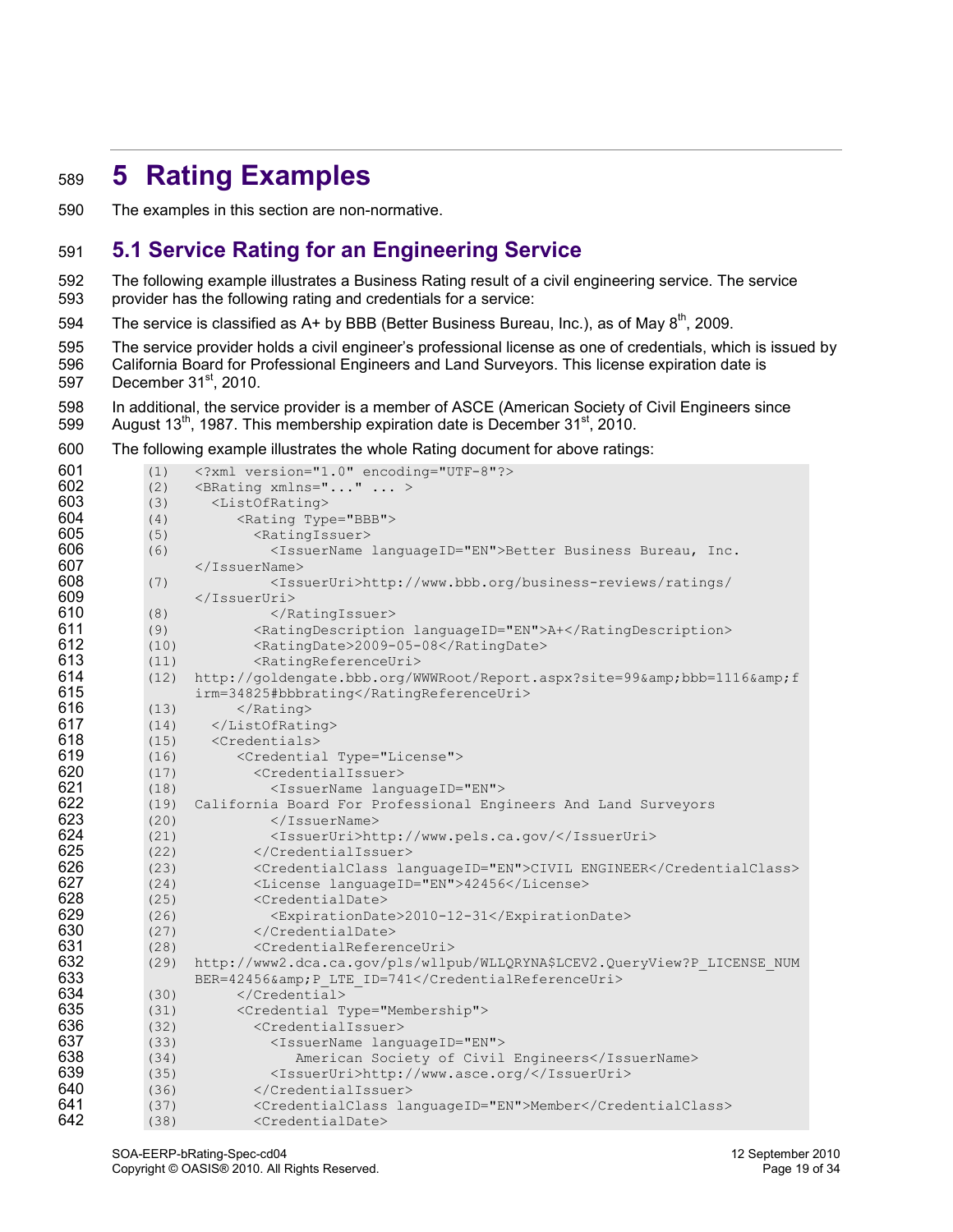# 5 Rating Examples

The examples in this section are non-normative.

## 5.1 Service Rating for an Engineering Service

The following example illustrates a Business Rating result of a civil engineering service. The service provider has the following rating and credentials for a service:

The service is classified as A+ by BBB (Better Business Bureau, Inc.), as of May 8th, 2009.

The service provider holds a civil engineer's professional license as one of credentials, which is issued by California Board for Professional Engineers and Land Surveyors. This license expiration date is December 31st, 2010.

In additional, the service provider is a member of ASCE (American Society of Civil Engineers since August 13th, 1987. This membership expiration date is December 31st, 2010.

The following example illustrates the whole Rating document for above ratings:

```
(1)   <?xml version="1.0" encoding="UTF-8"?>
(2)   <BRating xmlns="..." ... >
(3)     <ListOfRating>
(4)        <Rating Type="BBB">
(5)          <RatingIssuer>
(6)            <IssuerName languageID="EN">Better Business Bureau, Inc.
      </IssuerName>
(7)            <IssuerUri>http://www.bbb.org/business-reviews/ratings/
      </IssuerUri>
(8)            </RatingIssuer>
(9)          <RatingDescription languageID="EN">A+</RatingDescription>
(10)         <RatingDate>2009-05-08</RatingDate>
(11)         <RatingReferenceUri>
(12)  http://goldengate.bbb.org/WWWRoot/Report.aspx?site=99&amp;bbb=1116&amp;f
      irm=34825#bbbrating</RatingReferenceUri>
(13)       </Rating>
(14)    </ListOfRating>
(15)    <Credentials>
(16)       <Credential Type="License">
(17)         <CredentialIssuer>
(18)           <IssuerName languageID="EN">
(19)  California Board For Professional Engineers And Land Surveyors
(20)           </IssuerName>
(21)           <IssuerUri>http://www.pels.ca.gov/</IssuerUri>
(22)         </CredentialIssuer>
(23)         <CredentialClass languageID="EN">CIVIL ENGINEER</CredentialClass>
(24)         <License languageID="EN">42456</License>
(25)         <CredentialDate>
(26)           <ExpirationDate>2010-12-31</ExpirationDate>
(27)         </CredentialDate>
(28)         <CredentialReferenceUri>
(29)  http://www2.dca.ca.gov/pls/wllpub/WLLQRYNA$LCEV2.QueryView?P_LICENSE_NUM
      BER=42456&amp;P_LTE_ID=741</CredentialReferenceUri>
(30)       </Credential>
(31)       <Credential Type="Membership">
(32)         <CredentialIssuer>
(33)           <IssuerName languageID="EN">
(34)              American Society of Civil Engineers</IssuerName>
(35)           <IssuerUri>http://www.asce.org/</IssuerUri>
(36)         </CredentialIssuer>
(37)         <CredentialClass languageID="EN">Member</CredentialClass>
(38)         <CredentialDate>
```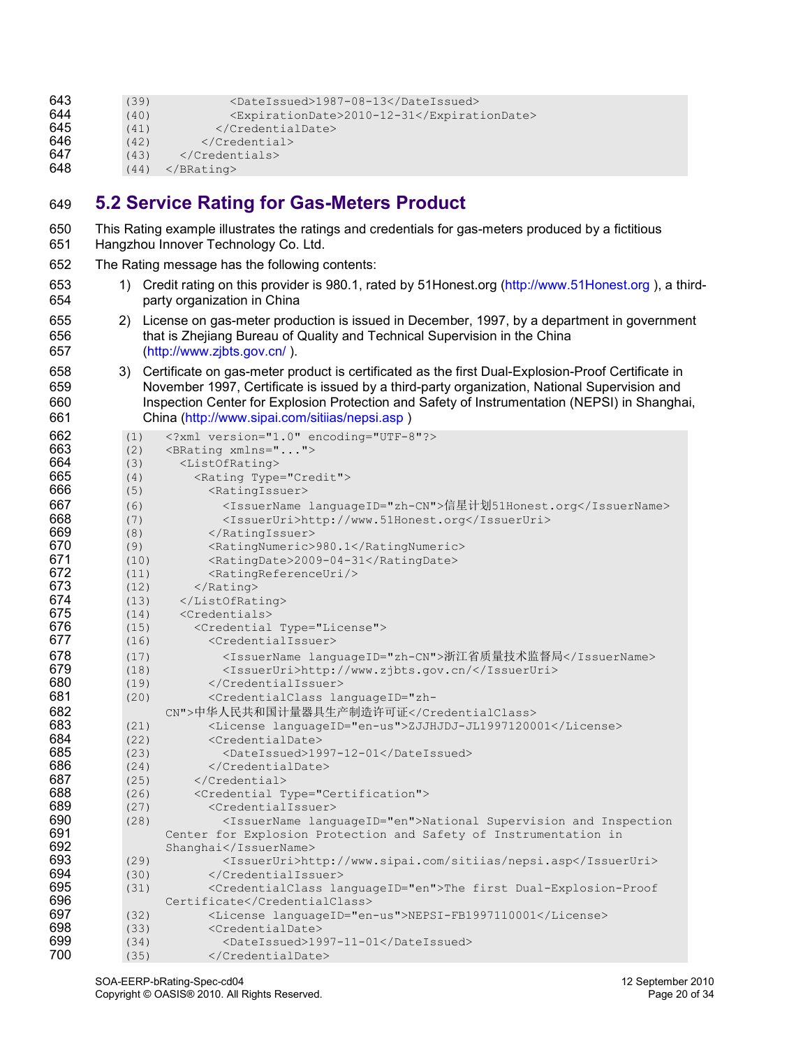```
(39)          <DateIssued>1987-08-13</DateIssued>
(40)          <ExpirationDate>2010-12-31</ExpirationDate>
(41)        </CredentialDate>
(42)      </Credential>
(43)    </Credentials>
(44)  </BRating>
```

## 5.2 Service Rating for Gas-Meters Product

This Rating example illustrates the ratings and credentials for gas-meters produced by a fictitious Hangzhou Innover Technology Co. Ltd.

The Rating message has the following contents:

1) Credit rating on this provider is 980.1, rated by 51Honest.org (http://www.51Honest.org ), a third-party organization in China
2) License on gas-meter production is issued in December, 1997, by a department in government that is Zhejiang Bureau of Quality and Technical Supervision in the China (http://www.zjbts.gov.cn/ ).
3) Certificate on gas-meter product is certificated as the first Dual-Explosion-Proof Certificate in November 1997, Certificate is issued by a third-party organization, National Supervision and Inspection Center for Explosion Protection and Safety of Instrumentation (NEPSI) in Shanghai, China (http://www.sipai.com/sitiias/nepsi.asp )

```
(1)   <?xml version="1.0" encoding="UTF-8"?>
(2)   <BRating xmlns="...">
(3)     <ListOfRating>
(4)       <Rating Type="Credit">
(5)         <RatingIssuer>
(6)           <IssuerName languageID="zh-CN">信星计划51Honest.org</IssuerName>
(7)           <IssuerUri>http://www.51Honest.org</IssuerUri>
(8)         </RatingIssuer>
(9)         <RatingNumeric>980.1</RatingNumeric>
(10)        <RatingDate>2009-04-31</RatingDate>
(11)        <RatingReferenceUri/>
(12)      </Rating>
(13)    </ListOfRating>
(14)    <Credentials>
(15)      <Credential Type="License">
(16)        <CredentialIssuer>
(17)          <IssuerName languageID="zh-CN">浙江省质量技术监督局</IssuerName>
(18)          <IssuerUri>http://www.zjbts.gov.cn/</IssuerUri>
(19)        </CredentialIssuer>
(20)        <CredentialClass languageID="zh-
      CN">中华人民共和国计量器具生产制造许可证</CredentialClass>
(21)        <License languageID="en-us">ZJJHJDJ-JL1997120001</License>
(22)        <CredentialDate>
(23)          <DateIssued>1997-12-01</DateIssued>
(24)        </CredentialDate>
(25)      </Credential>
(26)      <Credential Type="Certification">
(27)        <CredentialIssuer>
(28)          <IssuerName languageID="en">National Supervision and Inspection
      Center for Explosion Protection and Safety of Instrumentation in
      Shanghai</IssuerName>
(29)          <IssuerUri>http://www.sipai.com/sitiias/nepsi.asp</IssuerUri>
(30)        </CredentialIssuer>
(31)        <CredentialClass languageID="en">The first Dual-Explosion-Proof
      Certificate</CredentialClass>
(32)        <License languageID="en-us">NEPSI-FB1997110001</License>
(33)        <CredentialDate>
(34)          <DateIssued>1997-11-01</DateIssued>
(35)        </CredentialDate>
```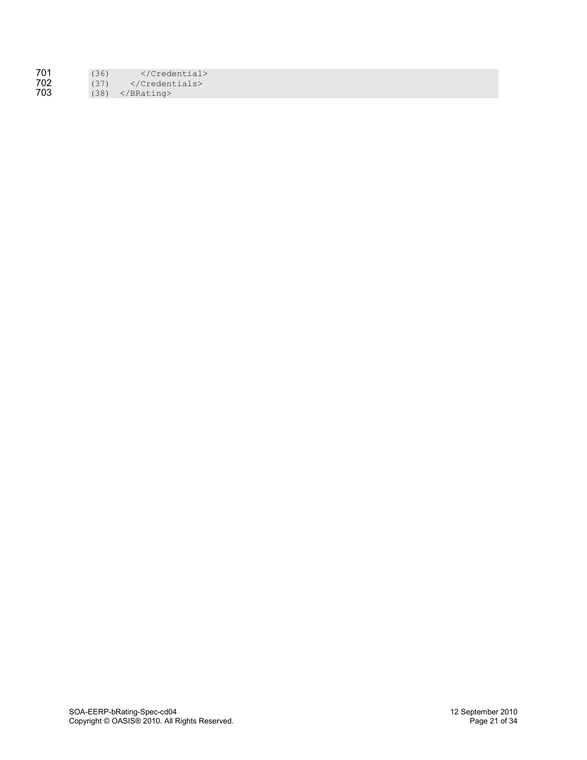```
(36)      </Credential>
(37)    </Credentials>
(38)  </BRating>
```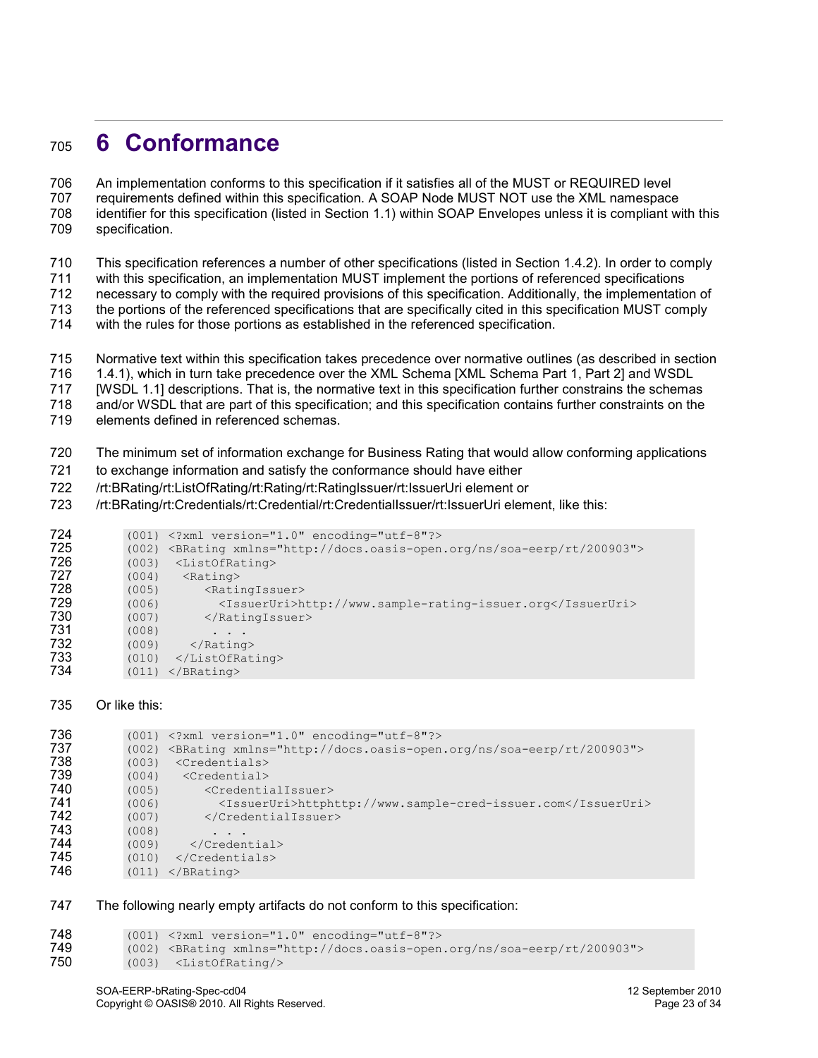# 6 Conformance

An implementation conforms to this specification if it satisfies all of the MUST or REQUIRED level requirements defined within this specification. A SOAP Node MUST NOT use the XML namespace identifier for this specification (listed in Section 1.1) within SOAP Envelopes unless it is compliant with this specification.

This specification references a number of other specifications (listed in Section 1.4.2). In order to comply with this specification, an implementation MUST implement the portions of referenced specifications necessary to comply with the required provisions of this specification. Additionally, the implementation of the portions of the referenced specifications that are specifically cited in this specification MUST comply with the rules for those portions as established in the referenced specification.

Normative text within this specification takes precedence over normative outlines (as described in section 1.4.1), which in turn take precedence over the XML Schema [XML Schema Part 1, Part 2] and WSDL [WSDL 1.1] descriptions. That is, the normative text in this specification further constrains the schemas and/or WSDL that are part of this specification; and this specification contains further constraints on the elements defined in referenced schemas.

The minimum set of information exchange for Business Rating that would allow conforming applications to exchange information and satisfy the conformance should have either /rt:BRating/rt:ListOfRating/rt:Rating/rt:RatingIssuer/rt:IssuerUri element or /rt:BRating/rt:Credentials/rt:Credential/rt:CredentialIssuer/rt:IssuerUri element, like this:

```
(001) <?xml version="1.0" encoding="utf-8"?>
(002) <BRating xmlns="http://docs.oasis-open.org/ns/soa-eerp/rt/200903">
(003)  <ListOfRating>
(004)   <Rating>
(005)      <RatingIssuer>
(006)        <IssuerUri>http://www.sample-rating-issuer.org</IssuerUri>
(007)      </RatingIssuer>
(008)       . . .
(009)    </Rating>
(010)  </ListOfRating>
(011) </BRating>
```

Or like this:

```
(001) <?xml version="1.0" encoding="utf-8"?>
(002) <BRating xmlns="http://docs.oasis-open.org/ns/soa-eerp/rt/200903">
(003)  <Credentials>
(004)   <Credential>
(005)      <CredentialIssuer>
(006)        <IssuerUri>httphttp://www.sample-cred-issuer.com</IssuerUri>
(007)      </CredentialIssuer>
(008)       . . .
(009)    </Credential>
(010)  </Credentials>
(011) </BRating>
```

The following nearly empty artifacts do not conform to this specification:

```
(001) <?xml version="1.0" encoding="utf-8"?>
(002) <BRating xmlns="http://docs.oasis-open.org/ns/soa-eerp/rt/200903">
(003)  <ListOfRating/>
```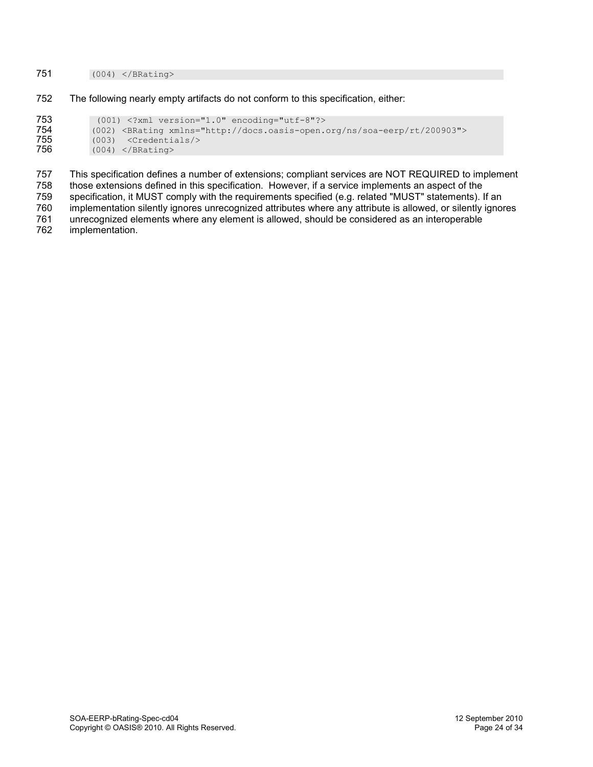```
(004) </BRating>
```

The following nearly empty artifacts do not conform to this specification, either:

```
 (001) <?xml version="1.0" encoding="utf-8"?>
(002) <BRating xmlns="http://docs.oasis-open.org/ns/soa-eerp/rt/200903">
(003)  <Credentials/>
(004) </BRating>
```

This specification defines a number of extensions; compliant services are NOT REQUIRED to implement those extensions defined in this specification. However, if a service implements an aspect of the specification, it MUST comply with the requirements specified (e.g. related "MUST" statements). If an implementation silently ignores unrecognized attributes where any attribute is allowed, or silently ignores unrecognized elements where any element is allowed, should be considered as an interoperable implementation.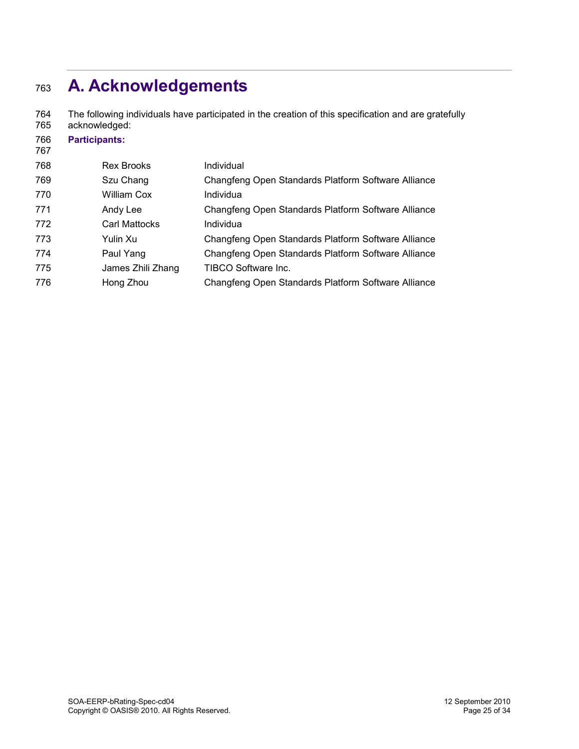# A. Acknowledgements

The following individuals have participated in the creation of this specification and are gratefully acknowledged:

**Participants:**

| | |
|---|---|
| Rex Brooks | Individual |
| Szu Chang | Changfeng Open Standards Platform Software Alliance |
| William Cox | Individua |
| Andy Lee | Changfeng Open Standards Platform Software Alliance |
| Carl Mattocks | Individua |
| Yulin Xu | Changfeng Open Standards Platform Software Alliance |
| Paul Yang | Changfeng Open Standards Platform Software Alliance |
| James Zhili Zhang | TIBCO Software Inc. |
| Hong Zhou | Changfeng Open Standards Platform Software Alliance |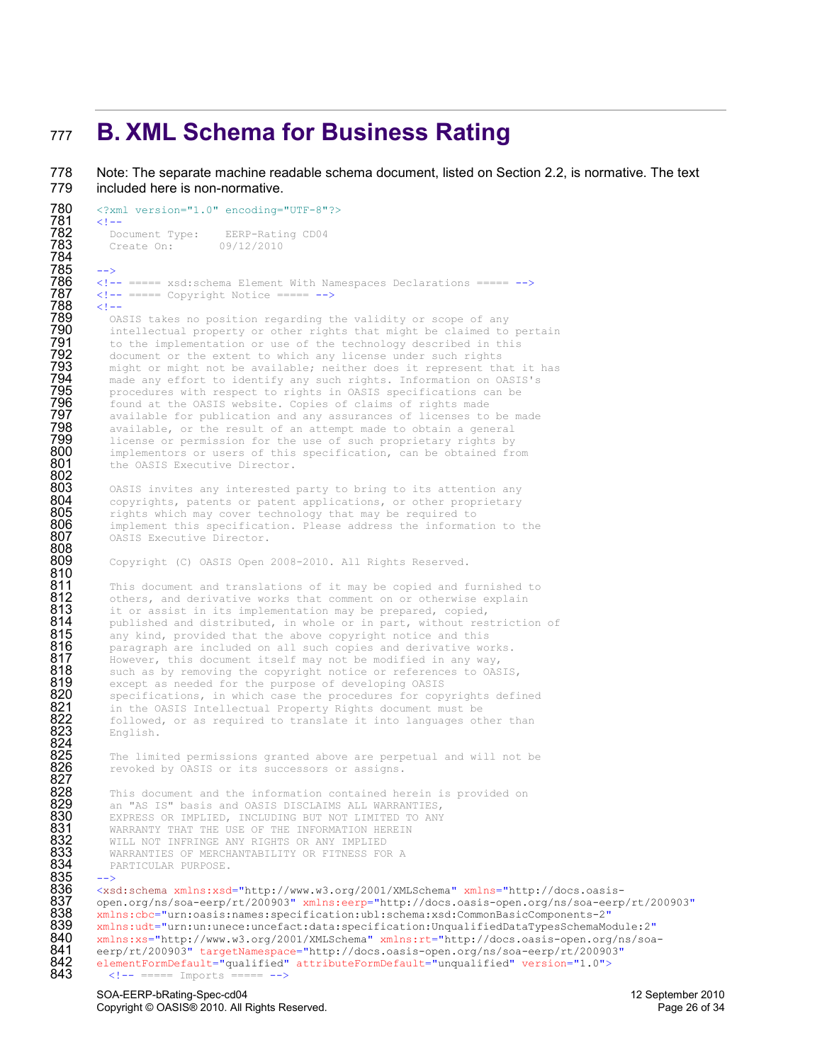# B. XML Schema for Business Rating

Note: The separate machine readable schema document, listed on Section 2.2, is normative. The text included here is non-normative.

```
<?xml version="1.0" encoding="UTF-8"?>
<!--
  Document Type:    EERP-Rating CD04
  Create On:       09/12/2010

-->
<!-- ===== xsd:schema Element With Namespaces Declarations ===== -->
<!-- ===== Copyright Notice ===== -->
<!--
  OASIS takes no position regarding the validity or scope of any
  intellectual property or other rights that might be claimed to pertain
  to the implementation or use of the technology described in this
  document or the extent to which any license under such rights
  might or might not be available; neither does it represent that it has
  made any effort to identify any such rights. Information on OASIS's
  procedures with respect to rights in OASIS specifications can be
  found at the OASIS website. Copies of claims of rights made
  available for publication and any assurances of licenses to be made
  available, or the result of an attempt made to obtain a general
  license or permission for the use of such proprietary rights by
  implementors or users of this specification, can be obtained from
  the OASIS Executive Director.

  OASIS invites any interested party to bring to its attention any
  copyrights, patents or patent applications, or other proprietary
  rights which may cover technology that may be required to
  implement this specification. Please address the information to the
  OASIS Executive Director.

  Copyright (C) OASIS Open 2008-2010. All Rights Reserved.

  This document and translations of it may be copied and furnished to
  others, and derivative works that comment on or otherwise explain
  it or assist in its implementation may be prepared, copied,
  published and distributed, in whole or in part, without restriction of
  any kind, provided that the above copyright notice and this
  paragraph are included on all such copies and derivative works.
  However, this document itself may not be modified in any way,
  such as by removing the copyright notice or references to OASIS,
  except as needed for the purpose of developing OASIS
  specifications, in which case the procedures for copyrights defined
  in the OASIS Intellectual Property Rights document must be
  followed, or as required to translate it into languages other than
  English.

  The limited permissions granted above are perpetual and will not be
  revoked by OASIS or its successors or assigns.

  This document and the information contained herein is provided on
  an "AS IS" basis and OASIS DISCLAIMS ALL WARRANTIES,
  EXPRESS OR IMPLIED, INCLUDING BUT NOT LIMITED TO ANY
  WARRANTY THAT THE USE OF THE INFORMATION HEREIN
  WILL NOT INFRINGE ANY RIGHTS OR ANY IMPLIED
  WARRANTIES OF MERCHANTABILITY OR FITNESS FOR A
  PARTICULAR PURPOSE.
-->
<xsd:schema xmlns:xsd="http://www.w3.org/2001/XMLSchema" xmlns="http://docs.oasis-
open.org/ns/soa-eerp/rt/200903" xmlns:eerp="http://docs.oasis-open.org/ns/soa-eerp/rt/200903"
xmlns:cbc="urn:oasis:names:specification:ubl:schema:xsd:CommonBasicComponents-2"
xmlns:udt="urn:un:unece:uncefact:data:specification:UnqualifiedDataTypesSchemaModule:2"
xmlns:xs="http://www.w3.org/2001/XMLSchema" xmlns:rt="http://docs.oasis-open.org/ns/soa-
eerp/rt/200903" targetNamespace="http://docs.oasis-open.org/ns/soa-eerp/rt/200903"
elementFormDefault="qualified" attributeFormDefault="unqualified" version="1.0">
  <!-- ===== Imports ===== -->
```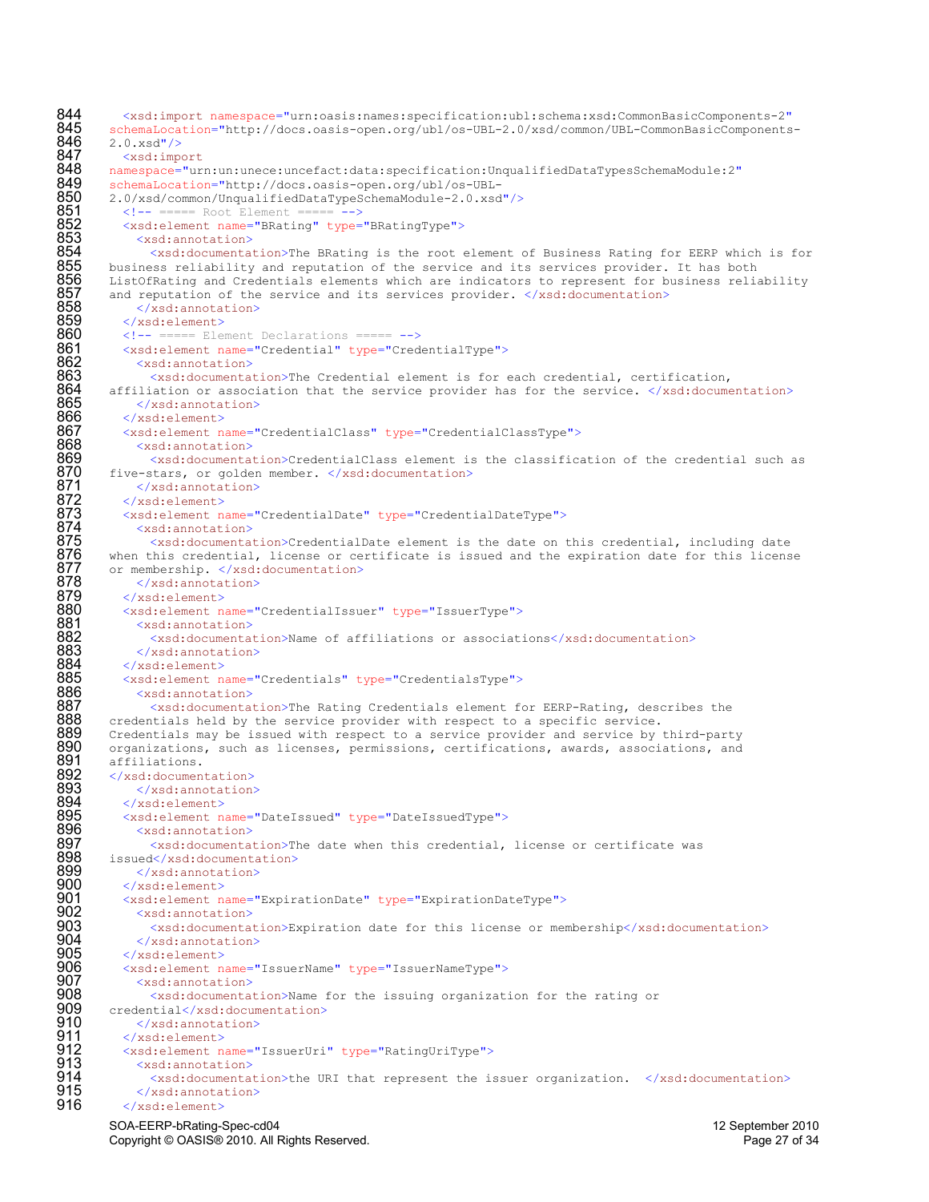```
  <xsd:import namespace="urn:oasis:names:specification:ubl:schema:xsd:CommonBasicComponents-2"
schemaLocation="http://docs.oasis-open.org/ubl/os-UBL-2.0/xsd/common/UBL-CommonBasicComponents-
2.0.xsd"/>
  <xsd:import
namespace="urn:un:unece:uncefact:data:specification:UnqualifiedDataTypesSchemaModule:2"
schemaLocation="http://docs.oasis-open.org/ubl/os-UBL-
2.0/xsd/common/UnqualifiedDataTypeSchemaModule-2.0.xsd"/>
  <!-- ===== Root Element ===== -->
  <xsd:element name="BRating" type="BRatingType">
    <xsd:annotation>
      <xsd:documentation>The BRating is the root element of Business Rating for EERP which is for
business reliability and reputation of the service and its services provider. It has both
ListOfRating and Credentials elements which are indicators to represent for business reliability
and reputation of the service and its services provider. </xsd:documentation>
    </xsd:annotation>
  </xsd:element>
  <!-- ===== Element Declarations ===== -->
  <xsd:element name="Credential" type="CredentialType">
    <xsd:annotation>
      <xsd:documentation>The Credential element is for each credential, certification,
affiliation or association that the service provider has for the service. </xsd:documentation>
    </xsd:annotation>
  </xsd:element>
  <xsd:element name="CredentialClass" type="CredentialClassType">
    <xsd:annotation>
      <xsd:documentation>CredentialClass element is the classification of the credential such as
five-stars, or golden member. </xsd:documentation>
    </xsd:annotation>
  </xsd:element>
  <xsd:element name="CredentialDate" type="CredentialDateType">
    <xsd:annotation>
      <xsd:documentation>CredentialDate element is the date on this credential, including date
when this credential, license or certificate is issued and the expiration date for this license
or membership. </xsd:documentation>
    </xsd:annotation>
  </xsd:element>
  <xsd:element name="CredentialIssuer" type="IssuerType">
    <xsd:annotation>
      <xsd:documentation>Name of affiliations or associations</xsd:documentation>
    </xsd:annotation>
  </xsd:element>
  <xsd:element name="Credentials" type="CredentialsType">
    <xsd:annotation>
      <xsd:documentation>The Rating Credentials element for EERP-Rating, describes the
credentials held by the service provider with respect to a specific service.
Credentials may be issued with respect to a service provider and service by third-party
organizations, such as licenses, permissions, certifications, awards, associations, and
affiliations.
</xsd:documentation>
    </xsd:annotation>
  </xsd:element>
  <xsd:element name="DateIssued" type="DateIssuedType">
    <xsd:annotation>
      <xsd:documentation>The date when this credential, license or certificate was
issued</xsd:documentation>
    </xsd:annotation>
  </xsd:element>
  <xsd:element name="ExpirationDate" type="ExpirationDateType">
    <xsd:annotation>
      <xsd:documentation>Expiration date for this license or membership</xsd:documentation>
    </xsd:annotation>
  </xsd:element>
  <xsd:element name="IssuerName" type="IssuerNameType">
    <xsd:annotation>
      <xsd:documentation>Name for the issuing organization for the rating or
credential</xsd:documentation>
    </xsd:annotation>
  </xsd:element>
  <xsd:element name="IssuerUri" type="RatingUriType">
    <xsd:annotation>
      <xsd:documentation>the URI that represent the issuer organization.  </xsd:documentation>
    </xsd:annotation>
  </xsd:element>
```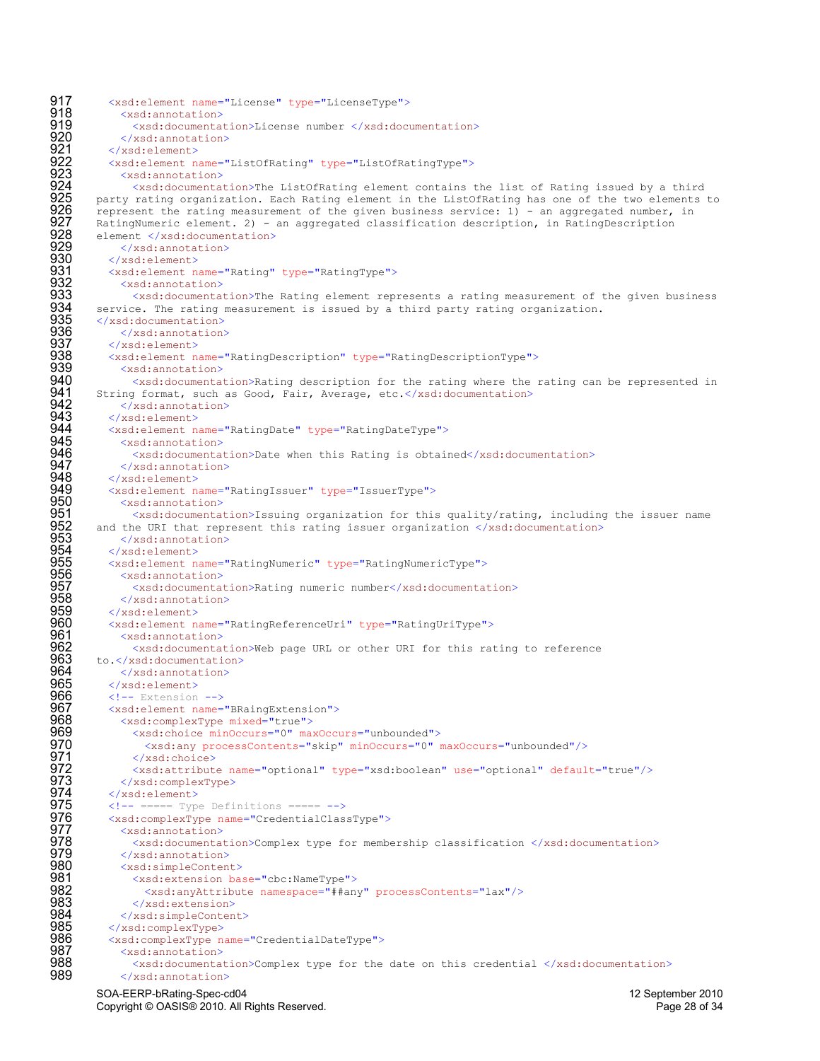```
917   <xsd:element name="License" type="LicenseType">
918     <xsd:annotation>
919       <xsd:documentation>License number </xsd:documentation>
920     </xsd:annotation>
921   </xsd:element>
922   <xsd:element name="ListOfRating" type="ListOfRatingType">
923     <xsd:annotation>
924       <xsd:documentation>The ListOfRating element contains the list of Rating issued by a third
925 party rating organization. Each Rating element in the ListOfRating has one of the two elements to
926 represent the rating measurement of the given business service: 1) - an aggregated number, in
927 RatingNumeric element. 2) - an aggregated classification description, in RatingDescription
928 element </xsd:documentation>
929     </xsd:annotation>
930   </xsd:element>
931   <xsd:element name="Rating" type="RatingType">
932     <xsd:annotation>
933       <xsd:documentation>The Rating element represents a rating measurement of the given business
934 service. The rating measurement is issued by a third party rating organization.
935 </xsd:documentation>
936     </xsd:annotation>
937   </xsd:element>
938   <xsd:element name="RatingDescription" type="RatingDescriptionType">
939     <xsd:annotation>
940       <xsd:documentation>Rating description for the rating where the rating can be represented in
941 String format, such as Good, Fair, Average, etc.</xsd:documentation>
942     </xsd:annotation>
943   </xsd:element>
944   <xsd:element name="RatingDate" type="RatingDateType">
945     <xsd:annotation>
946       <xsd:documentation>Date when this Rating is obtained</xsd:documentation>
947     </xsd:annotation>
948   </xsd:element>
949   <xsd:element name="RatingIssuer" type="IssuerType">
950     <xsd:annotation>
951       <xsd:documentation>Issuing organization for this quality/rating, including the issuer name
952 and the URI that represent this rating issuer organization </xsd:documentation>
953     </xsd:annotation>
954   </xsd:element>
955   <xsd:element name="RatingNumeric" type="RatingNumericType">
956     <xsd:annotation>
957       <xsd:documentation>Rating numeric number</xsd:documentation>
958     </xsd:annotation>
959   </xsd:element>
960   <xsd:element name="RatingReferenceUri" type="RatingUriType">
961     <xsd:annotation>
962       <xsd:documentation>Web page URL or other URI for this rating to reference
963 to.</xsd:documentation>
964     </xsd:annotation>
965   </xsd:element>
966   <!-- Extension -->
967   <xsd:element name="BRaingExtension">
968     <xsd:complexType mixed="true">
969       <xsd:choice minOccurs="0" maxOccurs="unbounded">
970         <xsd:any processContents="skip" minOccurs="0" maxOccurs="unbounded"/>
971       </xsd:choice>
972       <xsd:attribute name="optional" type="xsd:boolean" use="optional" default="true"/>
973     </xsd:complexType>
974   </xsd:element>
975   <!-- ===== Type Definitions ===== -->
976   <xsd:complexType name="CredentialClassType">
977     <xsd:annotation>
978       <xsd:documentation>Complex type for membership classification </xsd:documentation>
979     </xsd:annotation>
980     <xsd:simpleContent>
981       <xsd:extension base="cbc:NameType">
982         <xsd:anyAttribute namespace="##any" processContents="lax"/>
983       </xsd:extension>
984     </xsd:simpleContent>
985   </xsd:complexType>
986   <xsd:complexType name="CredentialDateType">
987     <xsd:annotation>
988       <xsd:documentation>Complex type for the date on this credential </xsd:documentation>
989     </xsd:annotation>
```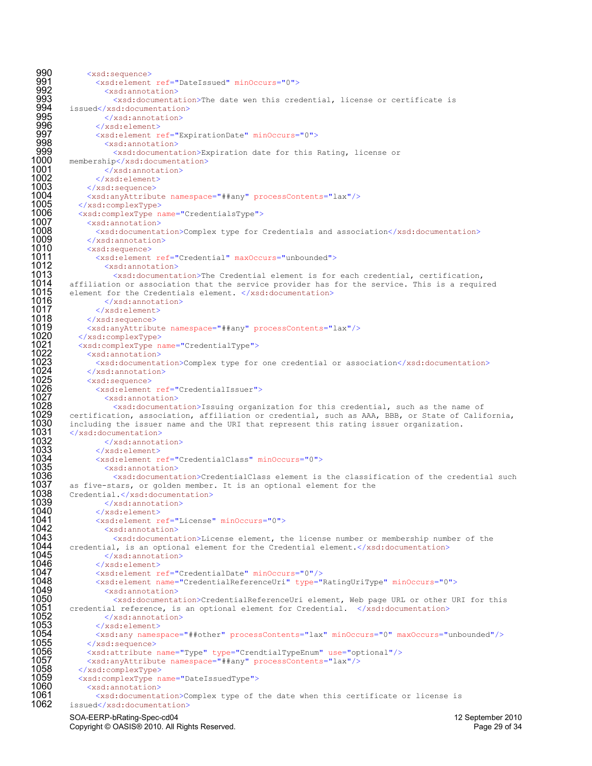```
990      <xsd:sequence>
991        <xsd:element ref="DateIssued" minOccurs="0">
992          <xsd:annotation>
993            <xsd:documentation>The date wen this credential, license or certificate is
994  issued</xsd:documentation>
995          </xsd:annotation>
996        </xsd:element>
997        <xsd:element ref="ExpirationDate" minOccurs="0">
998          <xsd:annotation>
999            <xsd:documentation>Expiration date for this Rating, license or
1000 membership</xsd:documentation>
1001         </xsd:annotation>
1002       </xsd:element>
1003     </xsd:sequence>
1004     <xsd:anyAttribute namespace="##any" processContents="lax"/>
1005   </xsd:complexType>
1006   <xsd:complexType name="CredentialsType">
1007     <xsd:annotation>
1008       <xsd:documentation>Complex type for Credentials and association</xsd:documentation>
1009     </xsd:annotation>
1010     <xsd:sequence>
1011       <xsd:element ref="Credential" maxOccurs="unbounded">
1012         <xsd:annotation>
1013           <xsd:documentation>The Credential element is for each credential, certification,
1014 affiliation or association that the service provider has for the service. This is a required
1015 element for the Credentials element. </xsd:documentation>
1016         </xsd:annotation>
1017       </xsd:element>
1018     </xsd:sequence>
1019     <xsd:anyAttribute namespace="##any" processContents="lax"/>
1020   </xsd:complexType>
1021   <xsd:complexType name="CredentialType">
1022     <xsd:annotation>
1023       <xsd:documentation>Complex type for one credential or association</xsd:documentation>
1024     </xsd:annotation>
1025     <xsd:sequence>
1026       <xsd:element ref="CredentialIssuer">
1027         <xsd:annotation>
1028           <xsd:documentation>Issuing organization for this credential, such as the name of
1029 certification, association, affiliation or credential, such as AAA, BBB, or State of California,
1030 including the issuer name and the URI that represent this rating issuer organization.
1031 </xsd:documentation>
1032         </xsd:annotation>
1033       </xsd:element>
1034       <xsd:element ref="CredentialClass" minOccurs="0">
1035         <xsd:annotation>
1036           <xsd:documentation>CredentialClass element is the classification of the credential such
1037 as five-stars, or golden member. It is an optional element for the
1038 Credential.</xsd:documentation>
1039         </xsd:annotation>
1040       </xsd:element>
1041       <xsd:element ref="License" minOccurs="0">
1042         <xsd:annotation>
1043           <xsd:documentation>License element, the license number or membership number of the
1044 credential, is an optional element for the Credential element.</xsd:documentation>
1045         </xsd:annotation>
1046       </xsd:element>
1047       <xsd:element ref="CredentialDate" minOccurs="0"/>
1048       <xsd:element name="CredentialReferenceUri" type="RatingUriType" minOccurs="0">
1049         <xsd:annotation>
1050           <xsd:documentation>CredentialReferenceUri element, Web page URL or other URI for this
1051 credential reference, is an optional element for Credential.  </xsd:documentation>
1052         </xsd:annotation>
1053       </xsd:element>
1054       <xsd:any namespace="##other" processContents="lax" minOccurs="0" maxOccurs="unbounded"/>
1055     </xsd:sequence>
1056     <xsd:attribute name="Type" type="CrendtialTypeEnum" use="optional"/>
1057     <xsd:anyAttribute namespace="##any" processContents="lax"/>
1058   </xsd:complexType>
1059   <xsd:complexType name="DateIssuedType">
1060     <xsd:annotation>
1061       <xsd:documentation>Complex type of the date when this certificate or license is
1062 issued</xsd:documentation>
```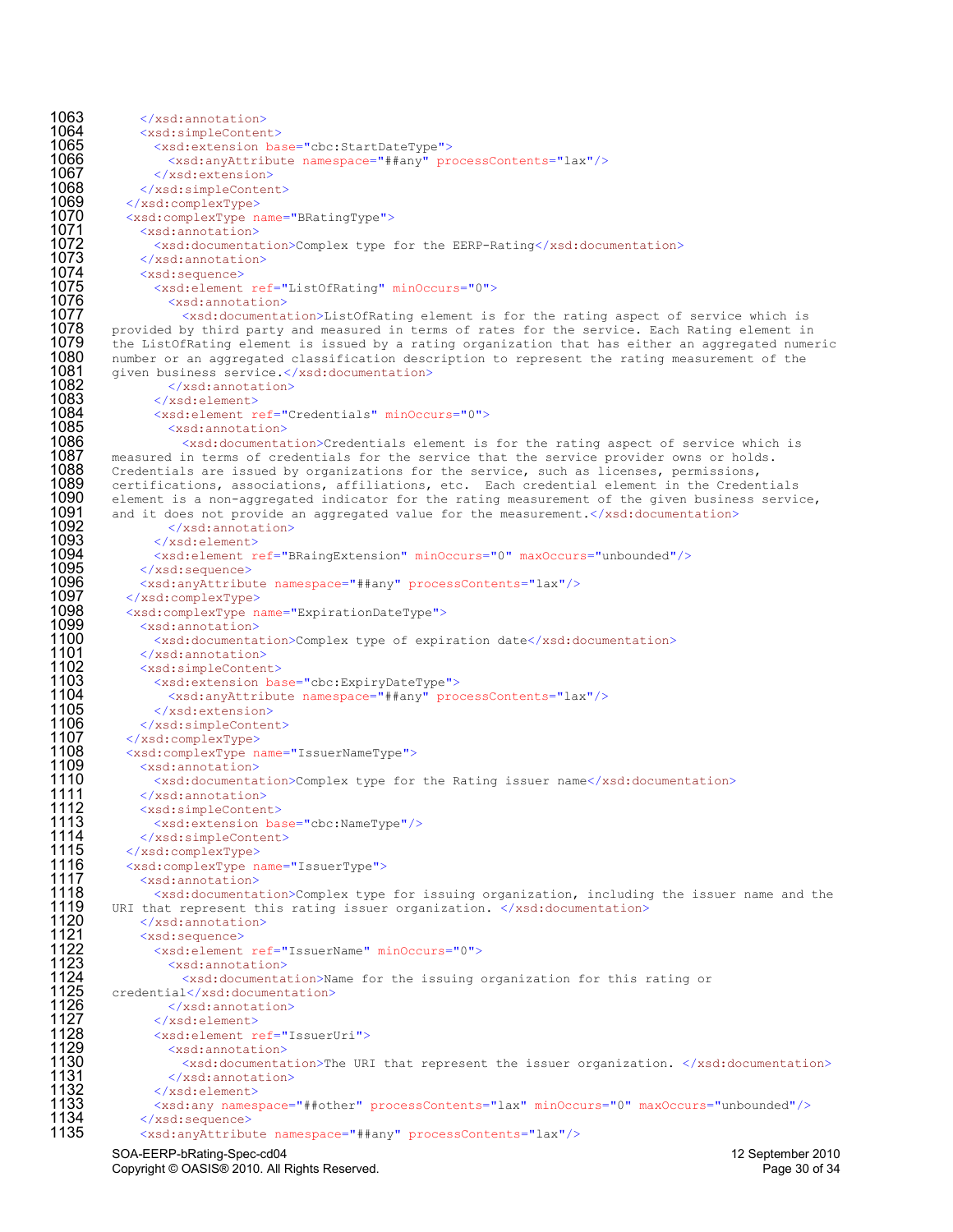```
1063        </xsd:annotation>
1064        <xsd:simpleContent>
1065          <xsd:extension base="cbc:StartDateType">
1066            <xsd:anyAttribute namespace="##any" processContents="lax"/>
1067          </xsd:extension>
1068        </xsd:simpleContent>
1069      </xsd:complexType>
1070      <xsd:complexType name="BRatingType">
1071        <xsd:annotation>
1072          <xsd:documentation>Complex type for the EERP-Rating</xsd:documentation>
1073        </xsd:annotation>
1074        <xsd:sequence>
1075          <xsd:element ref="ListOfRating" minOccurs="0">
1076            <xsd:annotation>
1077              <xsd:documentation>ListOfRating element is for the rating aspect of service which is
1078    provided by third party and measured in terms of rates for the service. Each Rating element in
1079    the ListOfRating element is issued by a rating organization that has either an aggregated numeric
1080    number or an aggregated classification description to represent the rating measurement of the
1081    given business service.</xsd:documentation>
1082            </xsd:annotation>
1083          </xsd:element>
1084          <xsd:element ref="Credentials" minOccurs="0">
1085            <xsd:annotation>
1086              <xsd:documentation>Credentials element is for the rating aspect of service which is
1087    measured in terms of credentials for the service that the service provider owns or holds.
1088    Credentials are issued by organizations for the service, such as licenses, permissions,
1089    certifications, associations, affiliations, etc.  Each credential element in the Credentials
1090    element is a non-aggregated indicator for the rating measurement of the given business service,
1091    and it does not provide an aggregated value for the measurement.</xsd:documentation>
1092            </xsd:annotation>
1093          </xsd:element>
1094          <xsd:element ref="BRaingExtension" minOccurs="0" maxOccurs="unbounded"/>
1095        </xsd:sequence>
1096        <xsd:anyAttribute namespace="##any" processContents="lax"/>
1097      </xsd:complexType>
1098      <xsd:complexType name="ExpirationDateType">
1099        <xsd:annotation>
1100          <xsd:documentation>Complex type of expiration date</xsd:documentation>
1101        </xsd:annotation>
1102        <xsd:simpleContent>
1103          <xsd:extension base="cbc:ExpiryDateType">
1104            <xsd:anyAttribute namespace="##any" processContents="lax"/>
1105          </xsd:extension>
1106        </xsd:simpleContent>
1107      </xsd:complexType>
1108      <xsd:complexType name="IssuerNameType">
1109        <xsd:annotation>
1110          <xsd:documentation>Complex type for the Rating issuer name</xsd:documentation>
1111        </xsd:annotation>
1112        <xsd:simpleContent>
1113          <xsd:extension base="cbc:NameType"/>
1114        </xsd:simpleContent>
1115      </xsd:complexType>
1116      <xsd:complexType name="IssuerType">
1117        <xsd:annotation>
1118          <xsd:documentation>Complex type for issuing organization, including the issuer name and the
1119    URI that represent this rating issuer organization. </xsd:documentation>
1120        </xsd:annotation>
1121        <xsd:sequence>
1122          <xsd:element ref="IssuerName" minOccurs="0">
1123            <xsd:annotation>
1124              <xsd:documentation>Name for the issuing organization for this rating or
1125    credential</xsd:documentation>
1126            </xsd:annotation>
1127          </xsd:element>
1128          <xsd:element ref="IssuerUri">
1129            <xsd:annotation>
1130              <xsd:documentation>The URI that represent the issuer organization. </xsd:documentation>
1131            </xsd:annotation>
1132          </xsd:element>
1133          <xsd:any namespace="##other" processContents="lax" minOccurs="0" maxOccurs="unbounded"/>
1134        </xsd:sequence>
1135        <xsd:anyAttribute namespace="##any" processContents="lax"/>
```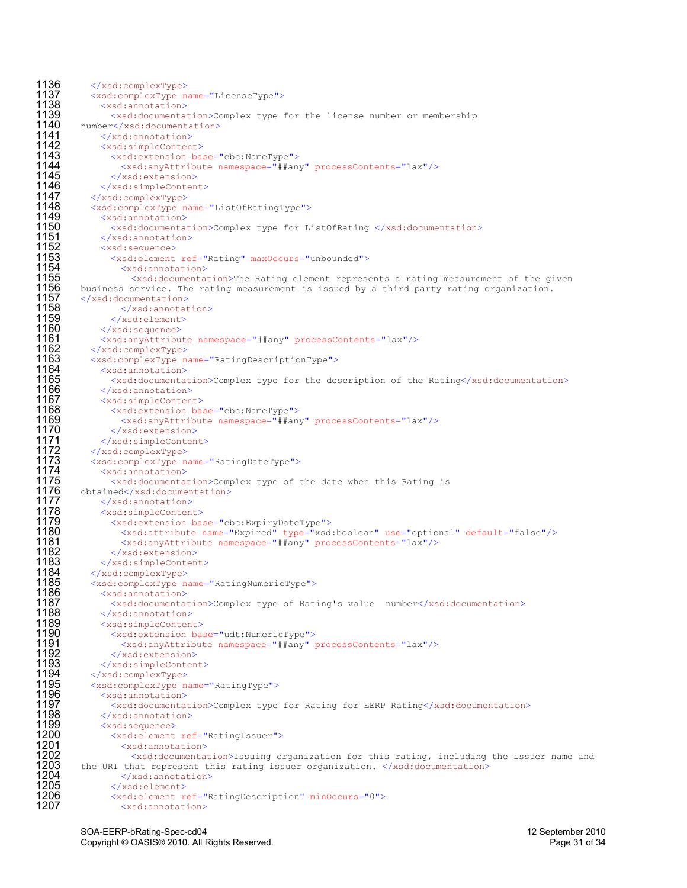```
1136      </xsd:complexType>
1137      <xsd:complexType name="LicenseType">
1138        <xsd:annotation>
1139          <xsd:documentation>Complex type for the license number or membership
1140    number</xsd:documentation>
1141        </xsd:annotation>
1142        <xsd:simpleContent>
1143          <xsd:extension base="cbc:NameType">
1144            <xsd:anyAttribute namespace="##any" processContents="lax"/>
1145          </xsd:extension>
1146        </xsd:simpleContent>
1147      </xsd:complexType>
1148      <xsd:complexType name="ListOfRatingType">
1149        <xsd:annotation>
1150          <xsd:documentation>Complex type for ListOfRating </xsd:documentation>
1151        </xsd:annotation>
1152        <xsd:sequence>
1153          <xsd:element ref="Rating" maxOccurs="unbounded">
1154            <xsd:annotation>
1155              <xsd:documentation>The Rating element represents a rating measurement of the given
1156    business service. The rating measurement is issued by a third party rating organization.
1157    </xsd:documentation>
1158            </xsd:annotation>
1159          </xsd:element>
1160        </xsd:sequence>
1161        <xsd:anyAttribute namespace="##any" processContents="lax"/>
1162      </xsd:complexType>
1163      <xsd:complexType name="RatingDescriptionType">
1164        <xsd:annotation>
1165          <xsd:documentation>Complex type for the description of the Rating</xsd:documentation>
1166        </xsd:annotation>
1167        <xsd:simpleContent>
1168          <xsd:extension base="cbc:NameType">
1169            <xsd:anyAttribute namespace="##any" processContents="lax"/>
1170          </xsd:extension>
1171        </xsd:simpleContent>
1172      </xsd:complexType>
1173      <xsd:complexType name="RatingDateType">
1174        <xsd:annotation>
1175          <xsd:documentation>Complex type of the date when this Rating is
1176    obtained</xsd:documentation>
1177        </xsd:annotation>
1178        <xsd:simpleContent>
1179          <xsd:extension base="cbc:ExpiryDateType">
1180            <xsd:attribute name="Expired" type="xsd:boolean" use="optional" default="false"/>
1181            <xsd:anyAttribute namespace="##any" processContents="lax"/>
1182          </xsd:extension>
1183        </xsd:simpleContent>
1184      </xsd:complexType>
1185      <xsd:complexType name="RatingNumericType">
1186        <xsd:annotation>
1187          <xsd:documentation>Complex type of Rating's value  number</xsd:documentation>
1188        </xsd:annotation>
1189        <xsd:simpleContent>
1190          <xsd:extension base="udt:NumericType">
1191            <xsd:anyAttribute namespace="##any" processContents="lax"/>
1192          </xsd:extension>
1193        </xsd:simpleContent>
1194      </xsd:complexType>
1195      <xsd:complexType name="RatingType">
1196        <xsd:annotation>
1197          <xsd:documentation>Complex type for Rating for EERP Rating</xsd:documentation>
1198        </xsd:annotation>
1199        <xsd:sequence>
1200          <xsd:element ref="RatingIssuer">
1201            <xsd:annotation>
1202              <xsd:documentation>Issuing organization for this rating, including the issuer name and
1203    the URI that represent this rating issuer organization. </xsd:documentation>
1204            </xsd:annotation>
1205          </xsd:element>
1206          <xsd:element ref="RatingDescription" minOccurs="0">
1207            <xsd:annotation>
```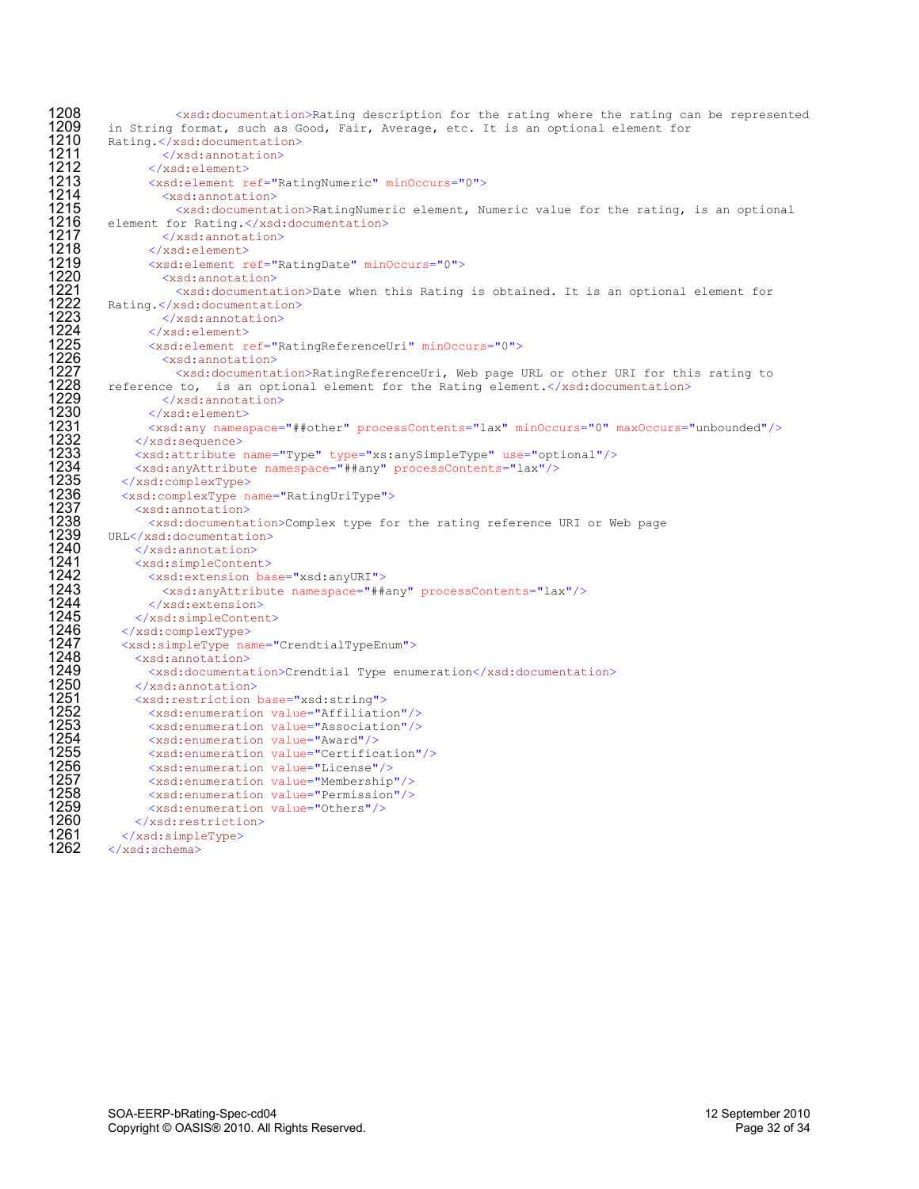```
1208            <xsd:documentation>Rating description for the rating where the rating can be represented
1209    in String format, such as Good, Fair, Average, etc. It is an optional element for
1210    Rating.</xsd:documentation>
1211          </xsd:annotation>
1212        </xsd:element>
1213        <xsd:element ref="RatingNumeric" minOccurs="0">
1214          <xsd:annotation>
1215            <xsd:documentation>RatingNumeric element, Numeric value for the rating, is an optional
1216    element for Rating.</xsd:documentation>
1217          </xsd:annotation>
1218        </xsd:element>
1219        <xsd:element ref="RatingDate" minOccurs="0">
1220          <xsd:annotation>
1221            <xsd:documentation>Date when this Rating is obtained. It is an optional element for
1222    Rating.</xsd:documentation>
1223          </xsd:annotation>
1224        </xsd:element>
1225        <xsd:element ref="RatingReferenceUri" minOccurs="0">
1226          <xsd:annotation>
1227            <xsd:documentation>RatingReferenceUri, Web page URL or other URI for this rating to
1228    reference to,  is an optional element for the Rating element.</xsd:documentation>
1229          </xsd:annotation>
1230        </xsd:element>
1231        <xsd:any namespace="##other" processContents="lax" minOccurs="0" maxOccurs="unbounded"/>
1232      </xsd:sequence>
1233      <xsd:attribute name="Type" type="xs:anySimpleType" use="optional"/>
1234      <xsd:anyAttribute namespace="##any" processContents="lax"/>
1235    </xsd:complexType>
1236    <xsd:complexType name="RatingUriType">
1237      <xsd:annotation>
1238        <xsd:documentation>Complex type for the rating reference URI or Web page
1239    URL</xsd:documentation>
1240      </xsd:annotation>
1241      <xsd:simpleContent>
1242        <xsd:extension base="xsd:anyURI">
1243          <xsd:anyAttribute namespace="##any" processContents="lax"/>
1244        </xsd:extension>
1245      </xsd:simpleContent>
1246    </xsd:complexType>
1247    <xsd:simpleType name="CrendtialTypeEnum">
1248      <xsd:annotation>
1249        <xsd:documentation>Crendtial Type enumeration</xsd:documentation>
1250      </xsd:annotation>
1251      <xsd:restriction base="xsd:string">
1252        <xsd:enumeration value="Affiliation"/>
1253        <xsd:enumeration value="Association"/>
1254        <xsd:enumeration value="Award"/>
1255        <xsd:enumeration value="Certification"/>
1256        <xsd:enumeration value="License"/>
1257        <xsd:enumeration value="Membership"/>
1258        <xsd:enumeration value="Permission"/>
1259        <xsd:enumeration value="Others"/>
1260      </xsd:restriction>
1261    </xsd:simpleType>
1262  </xsd:schema>
```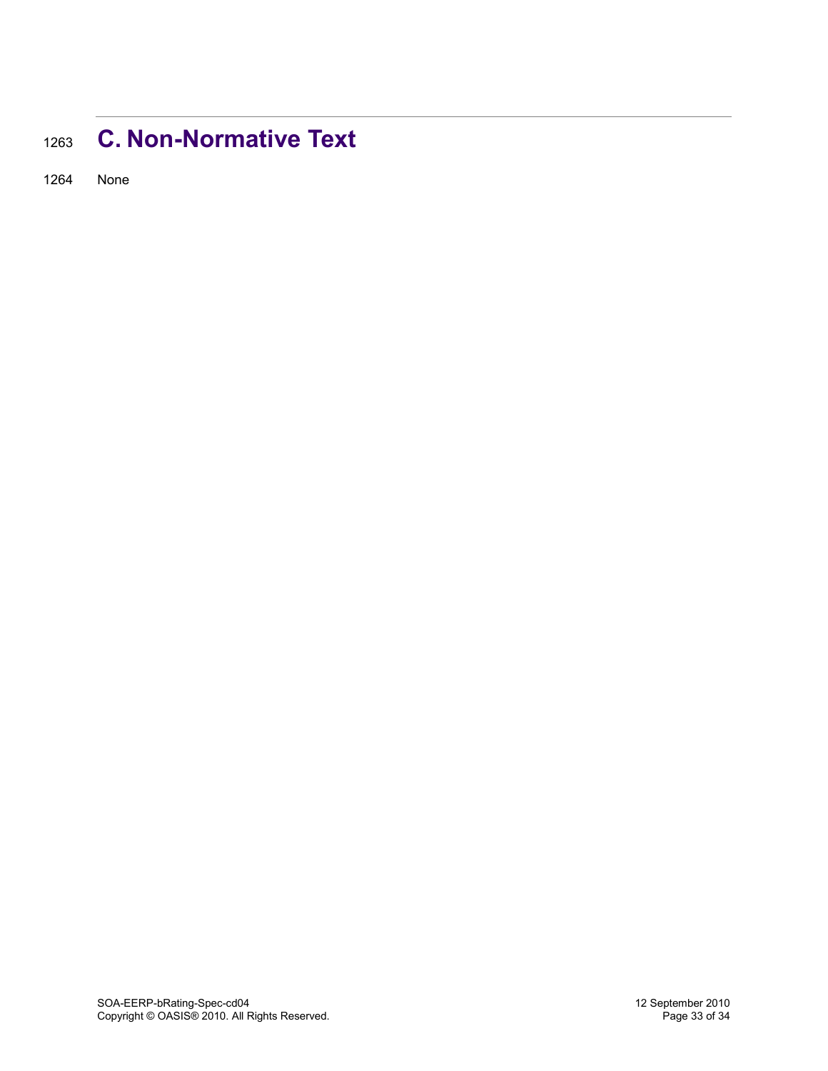# C. Non-Normative Text

None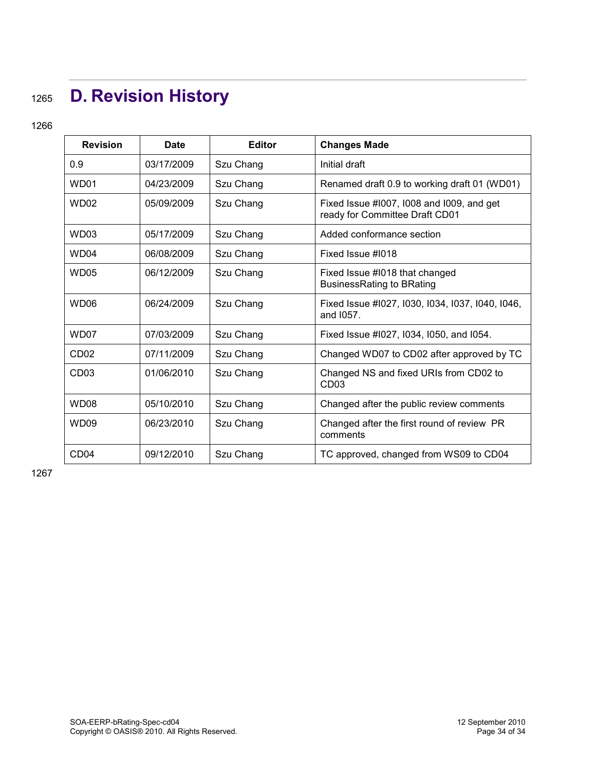# D. Revision History

| Revision | Date | Editor | Changes Made |
|---|---|---|---|
| 0.9 | 03/17/2009 | Szu Chang | Initial draft |
| WD01 | 04/23/2009 | Szu Chang | Renamed draft 0.9 to working draft 01 (WD01) |
| WD02 | 05/09/2009 | Szu Chang | Fixed Issue #I007, I008 and I009, and get ready for Committee Draft CD01 |
| WD03 | 05/17/2009 | Szu Chang | Added conformance section |
| WD04 | 06/08/2009 | Szu Chang | Fixed Issue #I018 |
| WD05 | 06/12/2009 | Szu Chang | Fixed Issue #I018 that changed BusinessRating to BRating |
| WD06 | 06/24/2009 | Szu Chang | Fixed Issue #I027, I030, I034, I037, I040, I046, and I057. |
| WD07 | 07/03/2009 | Szu Chang | Fixed Issue #I027, I034, I050, and I054. |
| CD02 | 07/11/2009 | Szu Chang | Changed WD07 to CD02 after approved by TC |
| CD03 | 01/06/2010 | Szu Chang | Changed NS and fixed URIs from CD02 to CD03 |
| WD08 | 05/10/2010 | Szu Chang | Changed after the public review comments |
| WD09 | 06/23/2010 | Szu Chang | Changed after the first round of review PR comments |
| CD04 | 09/12/2010 | Szu Chang | TC approved, changed from WS09 to CD04 |